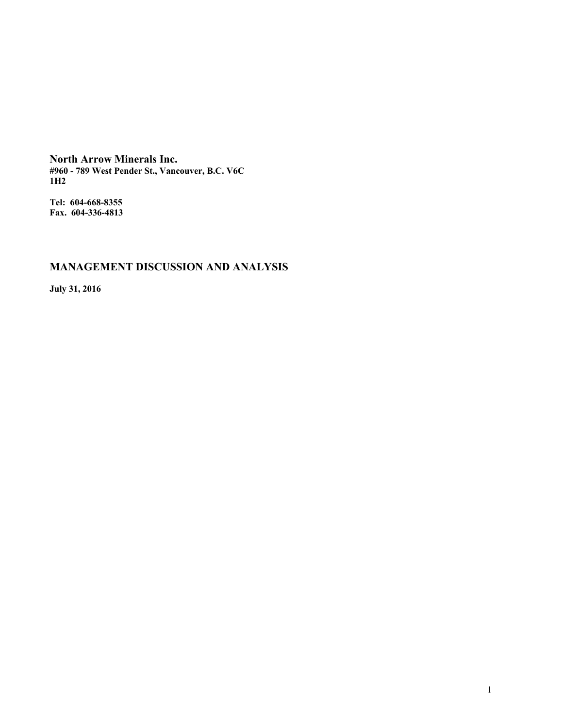**North Arrow Minerals Inc.**
**#960 - 789 West Pender St., Vancouver, B.C. V6C 1H2**

**Tel: 604-668-8355**
**Fax. 604-336-4813**

## MANAGEMENT DISCUSSION AND ANALYSIS

**July 31, 2016**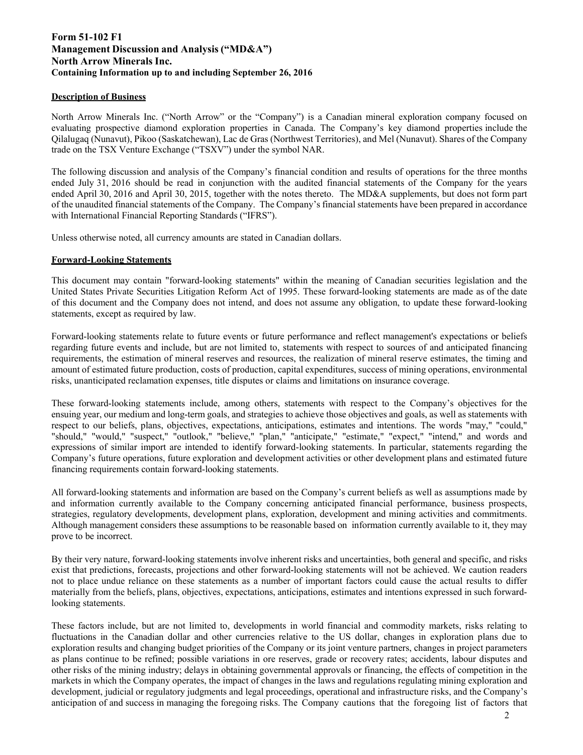# Form 51-102 F1
# Management Discussion and Analysis ("MD&A")
# North Arrow Minerals Inc.
# Containing Information up to and including September 26, 2016

## Description of Business

North Arrow Minerals Inc. ("North Arrow" or the "Company") is a Canadian mineral exploration company focused on evaluating prospective diamond exploration properties in Canada. The Company's key diamond properties include the Qilalugaq (Nunavut), Pikoo (Saskatchewan), Lac de Gras (Northwest Territories), and Mel (Nunavut). Shares of the Company trade on the TSX Venture Exchange ("TSXV") under the symbol NAR.

The following discussion and analysis of the Company's financial condition and results of operations for the three months ended July 31, 2016 should be read in conjunction with the audited financial statements of the Company for the years ended April 30, 2016 and April 30, 2015, together with the notes thereto. The MD&A supplements, but does not form part of the unaudited financial statements of the Company. The Company's financial statements have been prepared in accordance with International Financial Reporting Standards ("IFRS").

Unless otherwise noted, all currency amounts are stated in Canadian dollars.

## Forward-Looking Statements

This document may contain "forward-looking statements" within the meaning of Canadian securities legislation and the United States Private Securities Litigation Reform Act of 1995. These forward-looking statements are made as of the date of this document and the Company does not intend, and does not assume any obligation, to update these forward-looking statements, except as required by law.

Forward-looking statements relate to future events or future performance and reflect management's expectations or beliefs regarding future events and include, but are not limited to, statements with respect to sources of and anticipated financing requirements, the estimation of mineral reserves and resources, the realization of mineral reserve estimates, the timing and amount of estimated future production, costs of production, capital expenditures, success of mining operations, environmental risks, unanticipated reclamation expenses, title disputes or claims and limitations on insurance coverage.

These forward-looking statements include, among others, statements with respect to the Company's objectives for the ensuing year, our medium and long-term goals, and strategies to achieve those objectives and goals, as well as statements with respect to our beliefs, plans, objectives, expectations, anticipations, estimates and intentions. The words "may," "could," "should," "would," "suspect," "outlook," "believe," "plan," "anticipate," "estimate," "expect," "intend," and words and expressions of similar import are intended to identify forward-looking statements. In particular, statements regarding the Company's future operations, future exploration and development activities or other development plans and estimated future financing requirements contain forward-looking statements.

All forward-looking statements and information are based on the Company's current beliefs as well as assumptions made by and information currently available to the Company concerning anticipated financial performance, business prospects, strategies, regulatory developments, development plans, exploration, development and mining activities and commitments. Although management considers these assumptions to be reasonable based on information currently available to it, they may prove to be incorrect.

By their very nature, forward-looking statements involve inherent risks and uncertainties, both general and specific, and risks exist that predictions, forecasts, projections and other forward-looking statements will not be achieved. We caution readers not to place undue reliance on these statements as a number of important factors could cause the actual results to differ materially from the beliefs, plans, objectives, expectations, anticipations, estimates and intentions expressed in such forward-looking statements.

These factors include, but are not limited to, developments in world financial and commodity markets, risks relating to fluctuations in the Canadian dollar and other currencies relative to the US dollar, changes in exploration plans due to exploration results and changing budget priorities of the Company or its joint venture partners, changes in project parameters as plans continue to be refined; possible variations in ore reserves, grade or recovery rates; accidents, labour disputes and other risks of the mining industry; delays in obtaining governmental approvals or financing, the effects of competition in the markets in which the Company operates, the impact of changes in the laws and regulations regulating mining exploration and development, judicial or regulatory judgments and legal proceedings, operational and infrastructure risks, and the Company's anticipation of and success in managing the foregoing risks. The Company cautions that the foregoing list of factors that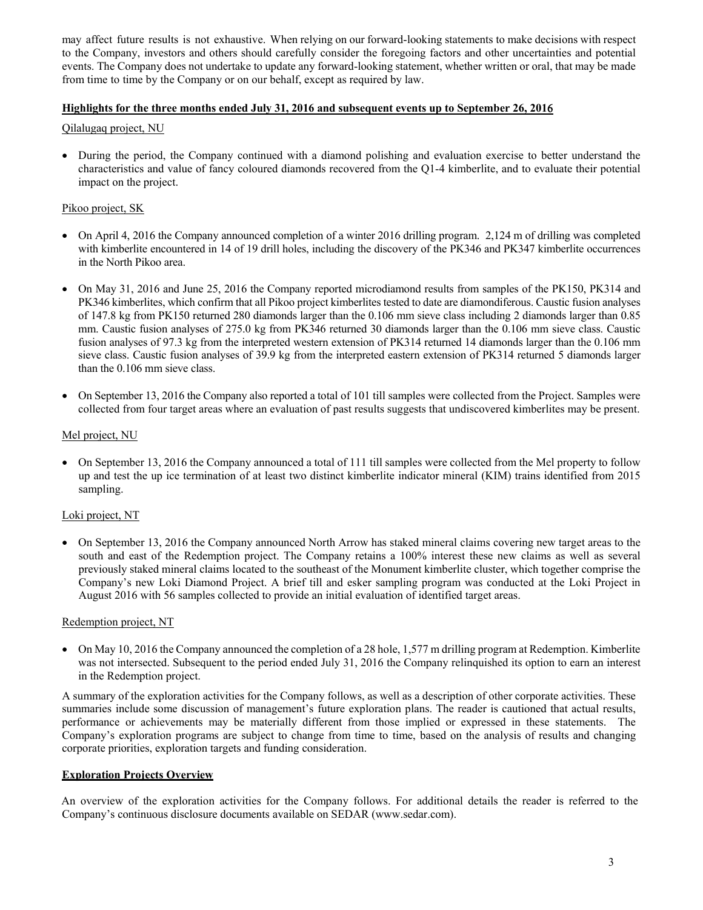may affect future results is not exhaustive. When relying on our forward-looking statements to make decisions with respect to the Company, investors and others should carefully consider the foregoing factors and other uncertainties and potential events. The Company does not undertake to update any forward-looking statement, whether written or oral, that may be made from time to time by the Company or on our behalf, except as required by law.

## Highlights for the three months ended July 31, 2016 and subsequent events up to September 26, 2016

### Qilalugaq project, NU

- During the period, the Company continued with a diamond polishing and evaluation exercise to better understand the characteristics and value of fancy coloured diamonds recovered from the Q1-4 kimberlite, and to evaluate their potential impact on the project.

### Pikoo project, SK

- On April 4, 2016 the Company announced completion of a winter 2016 drilling program. 2,124 m of drilling was completed with kimberlite encountered in 14 of 19 drill holes, including the discovery of the PK346 and PK347 kimberlite occurrences in the North Pikoo area.
- On May 31, 2016 and June 25, 2016 the Company reported microdiamond results from samples of the PK150, PK314 and PK346 kimberlites, which confirm that all Pikoo project kimberlites tested to date are diamondiferous. Caustic fusion analyses of 147.8 kg from PK150 returned 280 diamonds larger than the 0.106 mm sieve class including 2 diamonds larger than 0.85 mm. Caustic fusion analyses of 275.0 kg from PK346 returned 30 diamonds larger than the 0.106 mm sieve class. Caustic fusion analyses of 97.3 kg from the interpreted western extension of PK314 returned 14 diamonds larger than the 0.106 mm sieve class. Caustic fusion analyses of 39.9 kg from the interpreted eastern extension of PK314 returned 5 diamonds larger than the 0.106 mm sieve class.
- On September 13, 2016 the Company also reported a total of 101 till samples were collected from the Project. Samples were collected from four target areas where an evaluation of past results suggests that undiscovered kimberlites may be present.

### Mel project, NU

- On September 13, 2016 the Company announced a total of 111 till samples were collected from the Mel property to follow up and test the up ice termination of at least two distinct kimberlite indicator mineral (KIM) trains identified from 2015 sampling.

### Loki project, NT

- On September 13, 2016 the Company announced North Arrow has staked mineral claims covering new target areas to the south and east of the Redemption project. The Company retains a 100% interest these new claims as well as several previously staked mineral claims located to the southeast of the Monument kimberlite cluster, which together comprise the Company's new Loki Diamond Project. A brief till and esker sampling program was conducted at the Loki Project in August 2016 with 56 samples collected to provide an initial evaluation of identified target areas.

### Redemption project, NT

- On May 10, 2016 the Company announced the completion of a 28 hole, 1,577 m drilling program at Redemption. Kimberlite was not intersected. Subsequent to the period ended July 31, 2016 the Company relinquished its option to earn an interest in the Redemption project.

A summary of the exploration activities for the Company follows, as well as a description of other corporate activities. These summaries include some discussion of management's future exploration plans. The reader is cautioned that actual results, performance or achievements may be materially different from those implied or expressed in these statements. The Company's exploration programs are subject to change from time to time, based on the analysis of results and changing corporate priorities, exploration targets and funding consideration.

## Exploration Projects Overview

An overview of the exploration activities for the Company follows. For additional details the reader is referred to the Company's continuous disclosure documents available on SEDAR (www.sedar.com).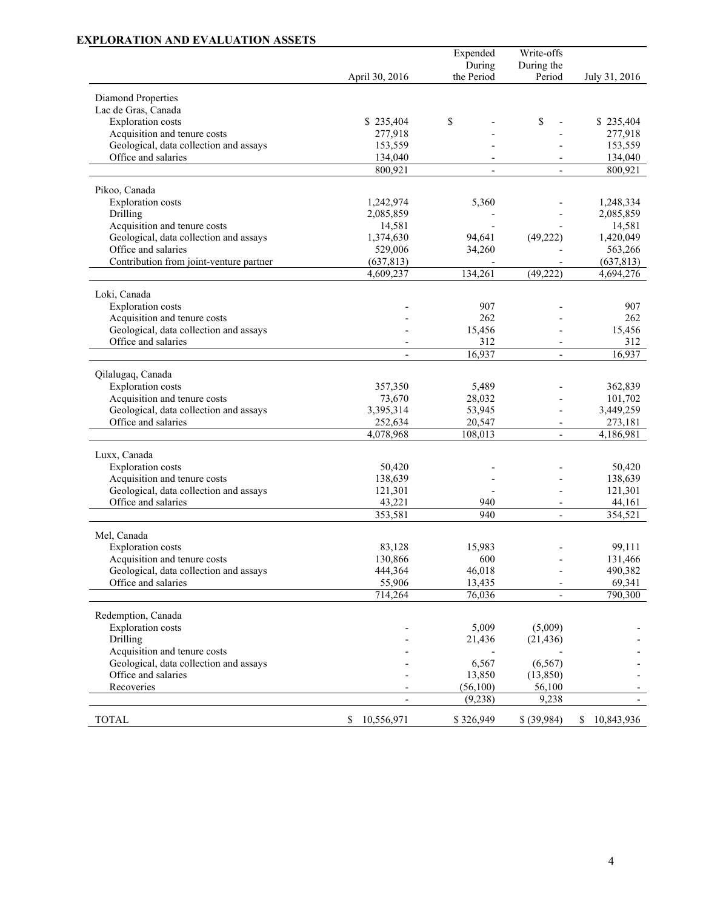## EXPLORATION AND EVALUATION ASSETS

| | April 30, 2016 | Expended During the Period | Write-offs During the Period | July 31, 2016 |
|---|---|---|---|---|
| Diamond Properties | | | | |
| Lac de Gras, Canada | | | | |
| Exploration costs | $ 235,404 | $ - | $ - | $ 235,404 |
| Acquisition and tenure costs | 277,918 | - | - | 277,918 |
| Geological, data collection and assays | 153,559 | - | - | 153,559 |
| Office and salaries | 134,040 | - | - | 134,040 |
| | 800,921 | - | - | 800,921 |
| Pikoo, Canada | | | | |
| Exploration costs | 1,242,974 | 5,360 | - | 1,248,334 |
| Drilling | 2,085,859 | - | - | 2,085,859 |
| Acquisition and tenure costs | 14,581 | - | - | 14,581 |
| Geological, data collection and assays | 1,374,630 | 94,641 | (49,222) | 1,420,049 |
| Office and salaries | 529,006 | 34,260 | - | 563,266 |
| Contribution from joint-venture partner | (637,813) | - | - | (637,813) |
| | 4,609,237 | 134,261 | (49,222) | 4,694,276 |
| Loki, Canada | | | | |
| Exploration costs | - | 907 | - | 907 |
| Acquisition and tenure costs | - | 262 | - | 262 |
| Geological, data collection and assays | - | 15,456 | - | 15,456 |
| Office and salaries | - | 312 | - | 312 |
| | - | 16,937 | - | 16,937 |
| Qilalugaq, Canada | | | | |
| Exploration costs | 357,350 | 5,489 | - | 362,839 |
| Acquisition and tenure costs | 73,670 | 28,032 | - | 101,702 |
| Geological, data collection and assays | 3,395,314 | 53,945 | - | 3,449,259 |
| Office and salaries | 252,634 | 20,547 | - | 273,181 |
| | 4,078,968 | 108,013 | - | 4,186,981 |
| Luxx, Canada | | | | |
| Exploration costs | 50,420 | - | - | 50,420 |
| Acquisition and tenure costs | 138,639 | - | - | 138,639 |
| Geological, data collection and assays | 121,301 | - | - | 121,301 |
| Office and salaries | 43,221 | 940 | - | 44,161 |
| | 353,581 | 940 | - | 354,521 |
| Mel, Canada | | | | |
| Exploration costs | 83,128 | 15,983 | - | 99,111 |
| Acquisition and tenure costs | 130,866 | 600 | - | 131,466 |
| Geological, data collection and assays | 444,364 | 46,018 | - | 490,382 |
| Office and salaries | 55,906 | 13,435 | - | 69,341 |
| | 714,264 | 76,036 | - | 790,300 |
| Redemption, Canada | | | | |
| Exploration costs | - | 5,009 | (5,009) | - |
| Drilling | - | 21,436 | (21,436) | - |
| Acquisition and tenure costs | - | - | - | - |
| Geological, data collection and assays | - | 6,567 | (6,567) | - |
| Office and salaries | - | 13,850 | (13,850) | - |
| Recoveries | - | (56,100) | 56,100 | - |
| | - | (9,238) | 9,238 | - |
| TOTAL | $ 10,556,971 | $ 326,949 | $ (39,984) | $ 10,843,936 |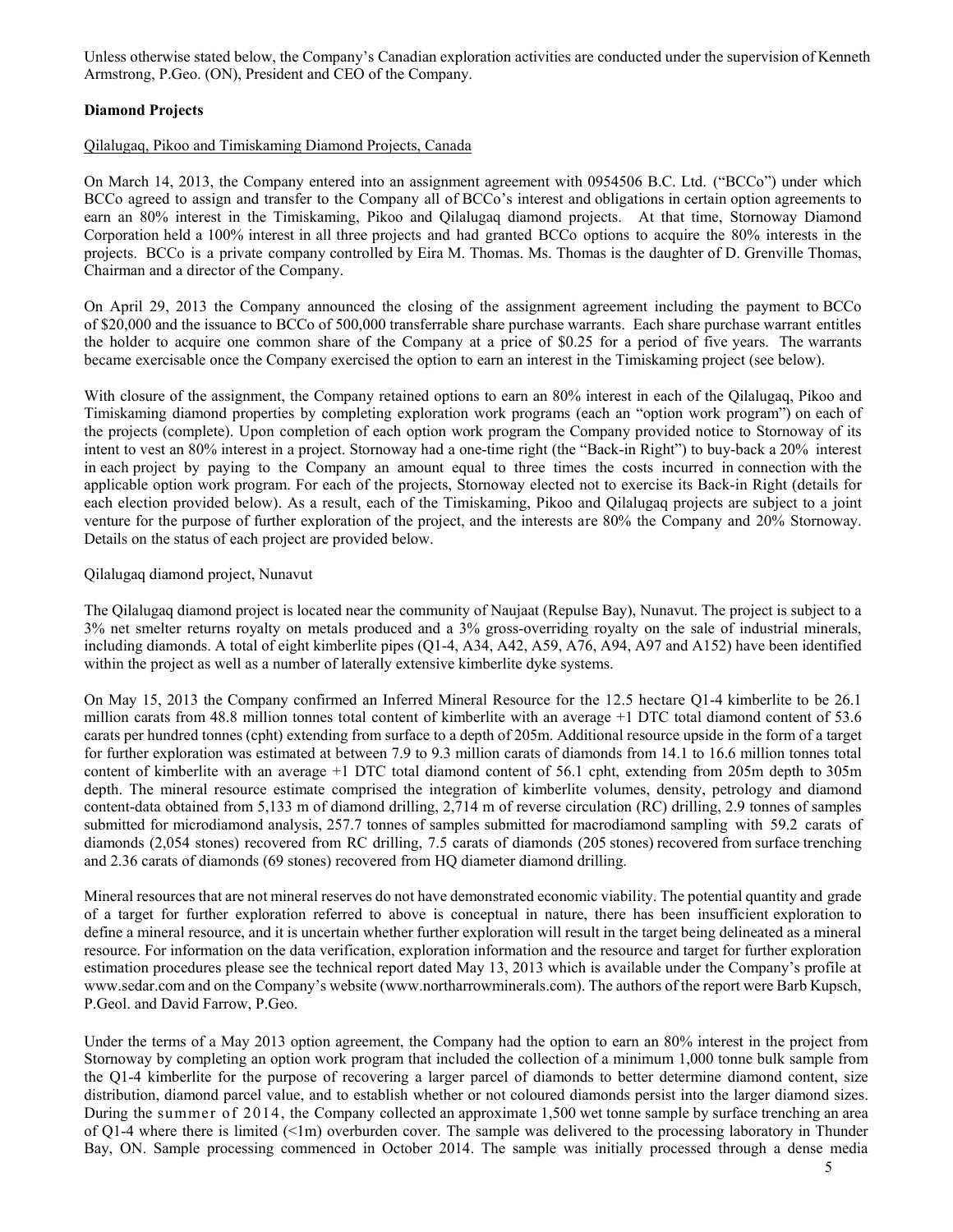Unless otherwise stated below, the Company's Canadian exploration activities are conducted under the supervision of Kenneth Armstrong, P.Geo. (ON), President and CEO of the Company.

**Diamond Projects**

Qilalugaq, Pikoo and Timiskaming Diamond Projects, Canada

On March 14, 2013, the Company entered into an assignment agreement with 0954506 B.C. Ltd. ("BCCo") under which BCCo agreed to assign and transfer to the Company all of BCCo's interest and obligations in certain option agreements to earn an 80% interest in the Timiskaming, Pikoo and Qilalugaq diamond projects. At that time, Stornoway Diamond Corporation held a 100% interest in all three projects and had granted BCCo options to acquire the 80% interests in the projects. BCCo is a private company controlled by Eira M. Thomas. Ms. Thomas is the daughter of D. Grenville Thomas, Chairman and a director of the Company.

On April 29, 2013 the Company announced the closing of the assignment agreement including the payment to BCCo of $20,000 and the issuance to BCCo of 500,000 transferrable share purchase warrants. Each share purchase warrant entitles the holder to acquire one common share of the Company at a price of $0.25 for a period of five years. The warrants became exercisable once the Company exercised the option to earn an interest in the Timiskaming project (see below).

With closure of the assignment, the Company retained options to earn an 80% interest in each of the Qilalugaq, Pikoo and Timiskaming diamond properties by completing exploration work programs (each an "option work program") on each of the projects (complete). Upon completion of each option work program the Company provided notice to Stornoway of its intent to vest an 80% interest in a project. Stornoway had a one-time right (the "Back-in Right") to buy-back a 20% interest in each project by paying to the Company an amount equal to three times the costs incurred in connection with the applicable option work program. For each of the projects, Stornoway elected not to exercise its Back-in Right (details for each election provided below). As a result, each of the Timiskaming, Pikoo and Qilalugaq projects are subject to a joint venture for the purpose of further exploration of the project, and the interests are 80% the Company and 20% Stornoway. Details on the status of each project are provided below.

Qilalugaq diamond project, Nunavut

The Qilalugaq diamond project is located near the community of Naujaat (Repulse Bay), Nunavut. The project is subject to a 3% net smelter returns royalty on metals produced and a 3% gross-overriding royalty on the sale of industrial minerals, including diamonds. A total of eight kimberlite pipes (Q1-4, A34, A42, A59, A76, A94, A97 and A152) have been identified within the project as well as a number of laterally extensive kimberlite dyke systems.

On May 15, 2013 the Company confirmed an Inferred Mineral Resource for the 12.5 hectare Q1-4 kimberlite to be 26.1 million carats from 48.8 million tonnes total content of kimberlite with an average +1 DTC total diamond content of 53.6 carats per hundred tonnes (cpht) extending from surface to a depth of 205m. Additional resource upside in the form of a target for further exploration was estimated at between 7.9 to 9.3 million carats of diamonds from 14.1 to 16.6 million tonnes total content of kimberlite with an average +1 DTC total diamond content of 56.1 cpht, extending from 205m depth to 305m depth. The mineral resource estimate comprised the integration of kimberlite volumes, density, petrology and diamond content-data obtained from 5,133 m of diamond drilling, 2,714 m of reverse circulation (RC) drilling, 2.9 tonnes of samples submitted for microdiamond analysis, 257.7 tonnes of samples submitted for macrodiamond sampling with 59.2 carats of diamonds (2,054 stones) recovered from RC drilling, 7.5 carats of diamonds (205 stones) recovered from surface trenching and 2.36 carats of diamonds (69 stones) recovered from HQ diameter diamond drilling.

Mineral resources that are not mineral reserves do not have demonstrated economic viability. The potential quantity and grade of a target for further exploration referred to above is conceptual in nature, there has been insufficient exploration to define a mineral resource, and it is uncertain whether further exploration will result in the target being delineated as a mineral resource. For information on the data verification, exploration information and the resource and target for further exploration estimation procedures please see the technical report dated May 13, 2013 which is available under the Company's profile at www.sedar.com and on the Company's website (www.northarrowminerals.com). The authors of the report were Barb Kupsch, P.Geol. and David Farrow, P.Geo.

Under the terms of a May 2013 option agreement, the Company had the option to earn an 80% interest in the project from Stornoway by completing an option work program that included the collection of a minimum 1,000 tonne bulk sample from the Q1-4 kimberlite for the purpose of recovering a larger parcel of diamonds to better determine diamond content, size distribution, diamond parcel value, and to establish whether or not coloured diamonds persist into the larger diamond sizes. During the summer of 2014, the Company collected an approximate 1,500 wet tonne sample by surface trenching an area of Q1-4 where there is limited (<1m) overburden cover. The sample was delivered to the processing laboratory in Thunder Bay, ON. Sample processing commenced in October 2014. The sample was initially processed through a dense media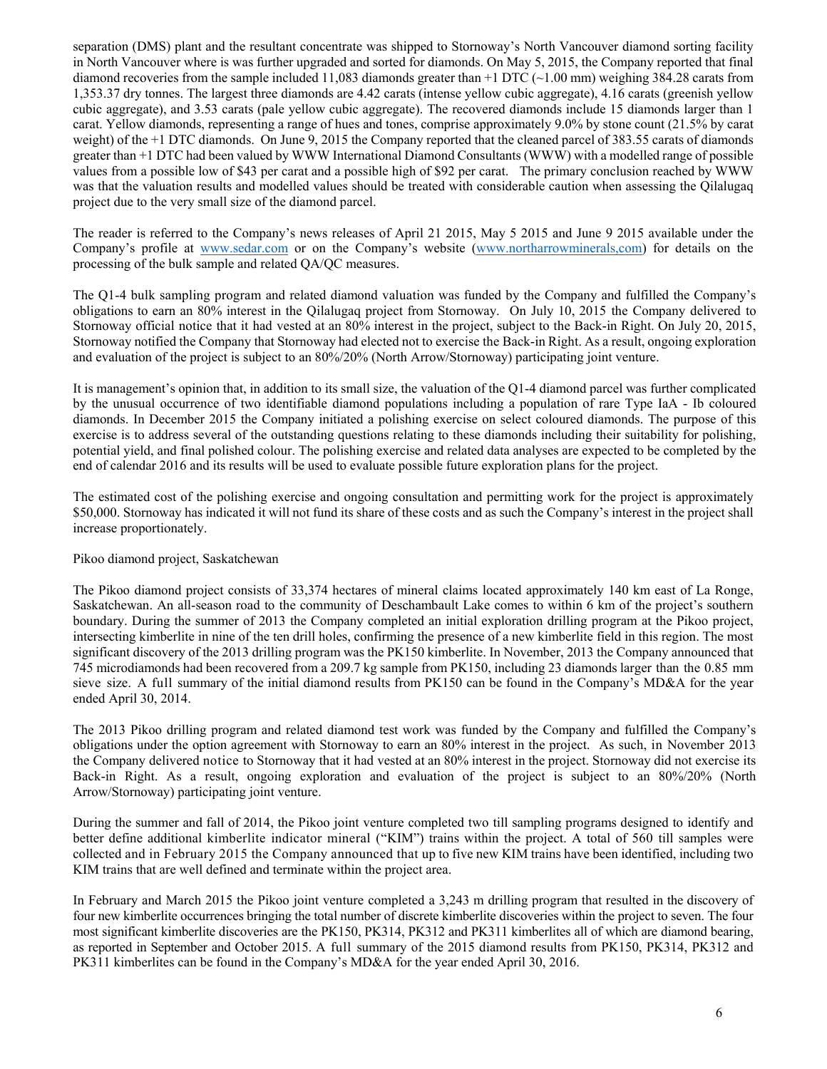separation (DMS) plant and the resultant concentrate was shipped to Stornoway's North Vancouver diamond sorting facility in North Vancouver where is was further upgraded and sorted for diamonds. On May 5, 2015, the Company reported that final diamond recoveries from the sample included 11,083 diamonds greater than +1 DTC (~1.00 mm) weighing 384.28 carats from 1,353.37 dry tonnes. The largest three diamonds are 4.42 carats (intense yellow cubic aggregate), 4.16 carats (greenish yellow cubic aggregate), and 3.53 carats (pale yellow cubic aggregate). The recovered diamonds include 15 diamonds larger than 1 carat. Yellow diamonds, representing a range of hues and tones, comprise approximately 9.0% by stone count (21.5% by carat weight) of the +1 DTC diamonds. On June 9, 2015 the Company reported that the cleaned parcel of 383.55 carats of diamonds greater than +1 DTC had been valued by WWW International Diamond Consultants (WWW) with a modelled range of possible values from a possible low of $43 per carat and a possible high of $92 per carat. The primary conclusion reached by WWW was that the valuation results and modelled values should be treated with considerable caution when assessing the Qilalugaq project due to the very small size of the diamond parcel.

The reader is referred to the Company's news releases of April 21 2015, May 5 2015 and June 9 2015 available under the Company's profile at www.sedar.com or on the Company's website (www.northarrowminerals,com) for details on the processing of the bulk sample and related QA/QC measures.

The Q1-4 bulk sampling program and related diamond valuation was funded by the Company and fulfilled the Company's obligations to earn an 80% interest in the Qilalugaq project from Stornoway. On July 10, 2015 the Company delivered to Stornoway official notice that it had vested at an 80% interest in the project, subject to the Back-in Right. On July 20, 2015, Stornoway notified the Company that Stornoway had elected not to exercise the Back-in Right. As a result, ongoing exploration and evaluation of the project is subject to an 80%/20% (North Arrow/Stornoway) participating joint venture.

It is management's opinion that, in addition to its small size, the valuation of the Q1-4 diamond parcel was further complicated by the unusual occurrence of two identifiable diamond populations including a population of rare Type IaA - Ib coloured diamonds. In December 2015 the Company initiated a polishing exercise on select coloured diamonds. The purpose of this exercise is to address several of the outstanding questions relating to these diamonds including their suitability for polishing, potential yield, and final polished colour. The polishing exercise and related data analyses are expected to be completed by the end of calendar 2016 and its results will be used to evaluate possible future exploration plans for the project.

The estimated cost of the polishing exercise and ongoing consultation and permitting work for the project is approximately $50,000. Stornoway has indicated it will not fund its share of these costs and as such the Company's interest in the project shall increase proportionately.

Pikoo diamond project, Saskatchewan

The Pikoo diamond project consists of 33,374 hectares of mineral claims located approximately 140 km east of La Ronge, Saskatchewan. An all-season road to the community of Deschambault Lake comes to within 6 km of the project's southern boundary. During the summer of 2013 the Company completed an initial exploration drilling program at the Pikoo project, intersecting kimberlite in nine of the ten drill holes, confirming the presence of a new kimberlite field in this region. The most significant discovery of the 2013 drilling program was the PK150 kimberlite. In November, 2013 the Company announced that 745 microdiamonds had been recovered from a 209.7 kg sample from PK150, including 23 diamonds larger than the 0.85 mm sieve size. A full summary of the initial diamond results from PK150 can be found in the Company's MD&A for the year ended April 30, 2014.

The 2013 Pikoo drilling program and related diamond test work was funded by the Company and fulfilled the Company's obligations under the option agreement with Stornoway to earn an 80% interest in the project. As such, in November 2013 the Company delivered notice to Stornoway that it had vested at an 80% interest in the project. Stornoway did not exercise its Back-in Right. As a result, ongoing exploration and evaluation of the project is subject to an 80%/20% (North Arrow/Stornoway) participating joint venture.

During the summer and fall of 2014, the Pikoo joint venture completed two till sampling programs designed to identify and better define additional kimberlite indicator mineral ("KIM") trains within the project. A total of 560 till samples were collected and in February 2015 the Company announced that up to five new KIM trains have been identified, including two KIM trains that are well defined and terminate within the project area.

In February and March 2015 the Pikoo joint venture completed a 3,243 m drilling program that resulted in the discovery of four new kimberlite occurrences bringing the total number of discrete kimberlite discoveries within the project to seven. The four most significant kimberlite discoveries are the PK150, PK314, PK312 and PK311 kimberlites all of which are diamond bearing, as reported in September and October 2015. A full summary of the 2015 diamond results from PK150, PK314, PK312 and PK311 kimberlites can be found in the Company's MD&A for the year ended April 30, 2016.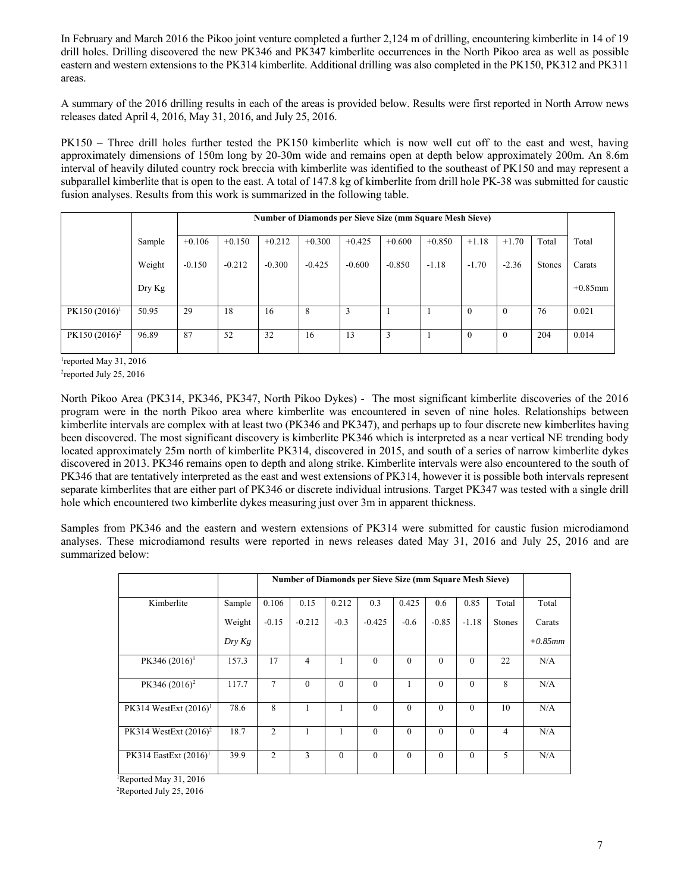In February and March 2016 the Pikoo joint venture completed a further 2,124 m of drilling, encountering kimberlite in 14 of 19 drill holes. Drilling discovered the new PK346 and PK347 kimberlite occurrences in the North Pikoo area as well as possible eastern and western extensions to the PK314 kimberlite. Additional drilling was also completed in the PK150, PK312 and PK311 areas.

A summary of the 2016 drilling results in each of the areas is provided below. Results were first reported in North Arrow news releases dated April 4, 2016, May 31, 2016, and July 25, 2016.

PK150 – Three drill holes further tested the PK150 kimberlite which is now well cut off to the east and west, having approximately dimensions of 150m long by 20-30m wide and remains open at depth below approximately 200m. An 8.6m interval of heavily diluted country rock breccia with kimberlite was identified to the southeast of PK150 and may represent a subparallel kimberlite that is open to the east. A total of 147.8 kg of kimberlite from drill hole PK-38 was submitted for caustic fusion analyses. Results from this work is summarized in the following table.

| | | Number of Diamonds per Sieve Size (mm Square Mesh Sieve) | | | | | | | | | | |
|---|---|---|---|---|---|---|---|---|---|---|---|---|
| | Sample Weight Dry Kg | +0.106 -0.150 | +0.150 -0.212 | +0.212 -0.300 | +0.300 -0.425 | +0.425 -0.600 | +0.600 -0.850 | +0.850 -1.18 | +1.18 -1.70 | +1.70 -2.36 | Total Stones | Total Carats +0.85mm |
| PK150 (2016)[1] | 50.95 | 29 | 18 | 16 | 8 | 3 | 1 | 1 | 0 | 0 | 76 | 0.021 |
| PK150 (2016)[2] | 96.89 | 87 | 52 | 32 | 16 | 13 | 3 | 1 | 0 | 0 | 204 | 0.014 |

[1]reported May 31, 2016
[2]reported July 25, 2016

North Pikoo Area (PK314, PK346, PK347, North Pikoo Dykes) - The most significant kimberlite discoveries of the 2016 program were in the north Pikoo area where kimberlite was encountered in seven of nine holes. Relationships between kimberlite intervals are complex with at least two (PK346 and PK347), and perhaps up to four discrete new kimberlites having been discovered. The most significant discovery is kimberlite PK346 which is interpreted as a near vertical NE trending body located approximately 25m north of kimberlite PK314, discovered in 2015, and south of a series of narrow kimberlite dykes discovered in 2013. PK346 remains open to depth and along strike. Kimberlite intervals were also encountered to the south of PK346 that are tentatively interpreted as the east and west extensions of PK314, however it is possible both intervals represent separate kimberlites that are either part of PK346 or discrete individual intrusions. Target PK347 was tested with a single drill hole which encountered two kimberlite dykes measuring just over 3m in apparent thickness.

Samples from PK346 and the eastern and western extensions of PK314 were submitted for caustic fusion microdiamond analyses. These microdiamond results were reported in news releases dated May 31, 2016 and July 25, 2016 and are summarized below:

| | | Number of Diamonds per Sieve Size (mm Square Mesh Sieve) | | | | | | | | |
|---|---|---|---|---|---|---|---|---|---|---|
| Kimberlite | Sample Weight *Dry Kg* | 0.106 -0.15 | 0.15 -0.212 | 0.212 -0.3 | 0.3 -0.425 | 0.425 -0.6 | 0.6 -0.85 | 0.85 -1.18 | Total Stones | Total Carats *+0.85mm* |
| PK346 (2016)[1] | 157.3 | 17 | 4 | 1 | 0 | 0 | 0 | 0 | 22 | N/A |
| PK346 (2016)[2] | 117.7 | 7 | 0 | 0 | 0 | 1 | 0 | 0 | 8 | N/A |
| PK314 WestExt (2016)[1] | 78.6 | 8 | 1 | 1 | 0 | 0 | 0 | 0 | 10 | N/A |
| PK314 WestExt (2016)[2] | 18.7 | 2 | 1 | 1 | 0 | 0 | 0 | 0 | 4 | N/A |
| PK314 EastExt (2016)[1] | 39.9 | 2 | 3 | 0 | 0 | 0 | 0 | 0 | 5 | N/A |

[1]Reported May 31, 2016
[2]Reported July 25, 2016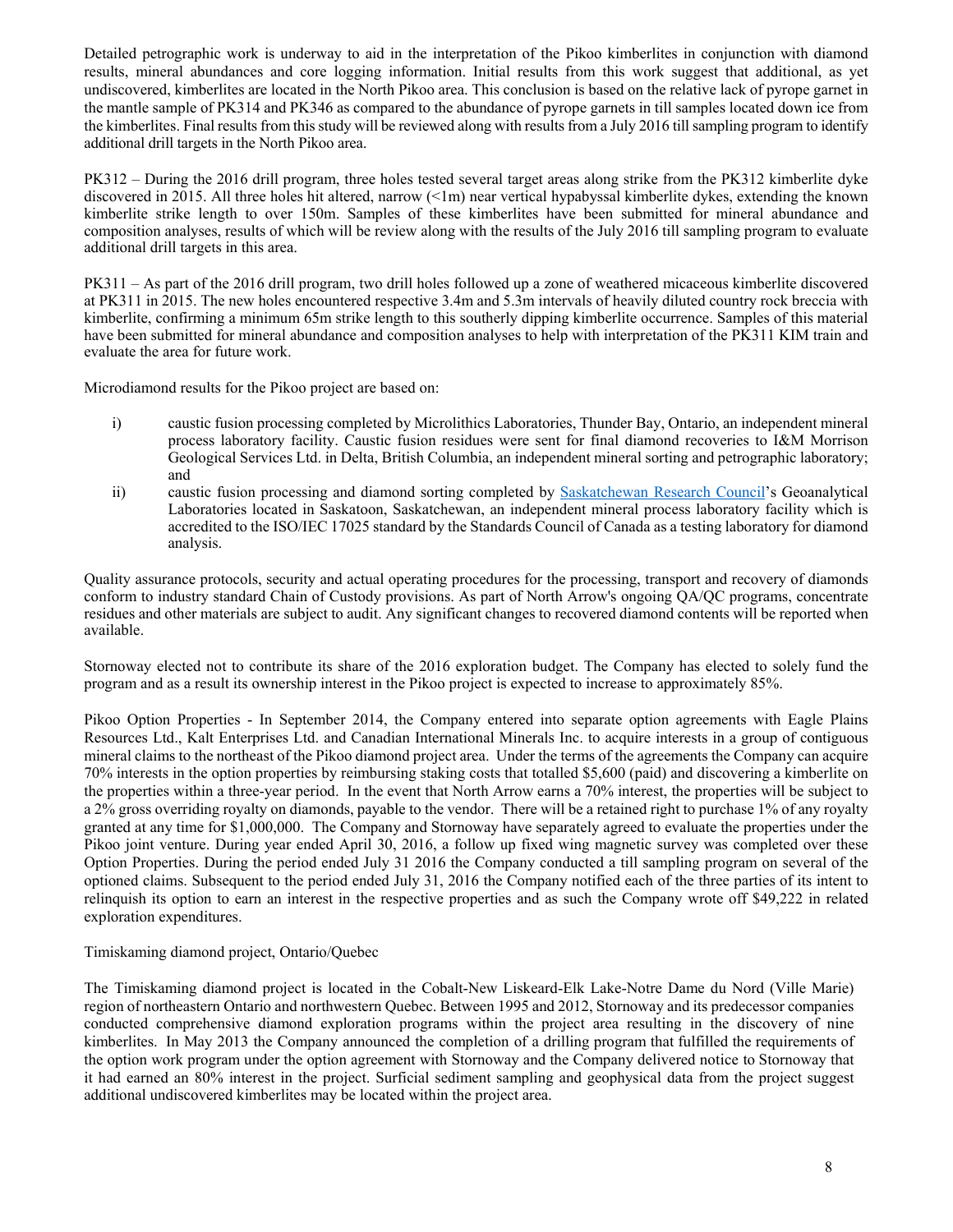Detailed petrographic work is underway to aid in the interpretation of the Pikoo kimberlites in conjunction with diamond results, mineral abundances and core logging information. Initial results from this work suggest that additional, as yet undiscovered, kimberlites are located in the North Pikoo area. This conclusion is based on the relative lack of pyrope garnet in the mantle sample of PK314 and PK346 as compared to the abundance of pyrope garnets in till samples located down ice from the kimberlites. Final results from this study will be reviewed along with results from a July 2016 till sampling program to identify additional drill targets in the North Pikoo area.

PK312 – During the 2016 drill program, three holes tested several target areas along strike from the PK312 kimberlite dyke discovered in 2015. All three holes hit altered, narrow (<1m) near vertical hypabyssal kimberlite dykes, extending the known kimberlite strike length to over 150m. Samples of these kimberlites have been submitted for mineral abundance and composition analyses, results of which will be review along with the results of the July 2016 till sampling program to evaluate additional drill targets in this area.

PK311 – As part of the 2016 drill program, two drill holes followed up a zone of weathered micaceous kimberlite discovered at PK311 in 2015. The new holes encountered respective 3.4m and 5.3m intervals of heavily diluted country rock breccia with kimberlite, confirming a minimum 65m strike length to this southerly dipping kimberlite occurrence. Samples of this material have been submitted for mineral abundance and composition analyses to help with interpretation of the PK311 KIM train and evaluate the area for future work.

Microdiamond results for the Pikoo project are based on:

i) caustic fusion processing completed by Microlithics Laboratories, Thunder Bay, Ontario, an independent mineral process laboratory facility. Caustic fusion residues were sent for final diamond recoveries to I&M Morrison Geological Services Ltd. in Delta, British Columbia, an independent mineral sorting and petrographic laboratory; and

ii) caustic fusion processing and diamond sorting completed by Saskatchewan Research Council's Geoanalytical Laboratories located in Saskatoon, Saskatchewan, an independent mineral process laboratory facility which is accredited to the ISO/IEC 17025 standard by the Standards Council of Canada as a testing laboratory for diamond analysis.

Quality assurance protocols, security and actual operating procedures for the processing, transport and recovery of diamonds conform to industry standard Chain of Custody provisions. As part of North Arrow's ongoing QA/QC programs, concentrate residues and other materials are subject to audit. Any significant changes to recovered diamond contents will be reported when available.

Stornoway elected not to contribute its share of the 2016 exploration budget. The Company has elected to solely fund the program and as a result its ownership interest in the Pikoo project is expected to increase to approximately 85%.

Pikoo Option Properties - In September 2014, the Company entered into separate option agreements with Eagle Plains Resources Ltd., Kalt Enterprises Ltd. and Canadian International Minerals Inc. to acquire interests in a group of contiguous mineral claims to the northeast of the Pikoo diamond project area. Under the terms of the agreements the Company can acquire 70% interests in the option properties by reimbursing staking costs that totalled $5,600 (paid) and discovering a kimberlite on the properties within a three-year period. In the event that North Arrow earns a 70% interest, the properties will be subject to a 2% gross overriding royalty on diamonds, payable to the vendor. There will be a retained right to purchase 1% of any royalty granted at any time for $1,000,000. The Company and Stornoway have separately agreed to evaluate the properties under the Pikoo joint venture. During year ended April 30, 2016, a follow up fixed wing magnetic survey was completed over these Option Properties. During the period ended July 31 2016 the Company conducted a till sampling program on several of the optioned claims. Subsequent to the period ended July 31, 2016 the Company notified each of the three parties of its intent to relinquish its option to earn an interest in the respective properties and as such the Company wrote off $49,222 in related exploration expenditures.

Timiskaming diamond project, Ontario/Quebec

The Timiskaming diamond project is located in the Cobalt-New Liskeard-Elk Lake-Notre Dame du Nord (Ville Marie) region of northeastern Ontario and northwestern Quebec. Between 1995 and 2012, Stornoway and its predecessor companies conducted comprehensive diamond exploration programs within the project area resulting in the discovery of nine kimberlites. In May 2013 the Company announced the completion of a drilling program that fulfilled the requirements of the option work program under the option agreement with Stornoway and the Company delivered notice to Stornoway that it had earned an 80% interest in the project. Surficial sediment sampling and geophysical data from the project suggest additional undiscovered kimberlites may be located within the project area.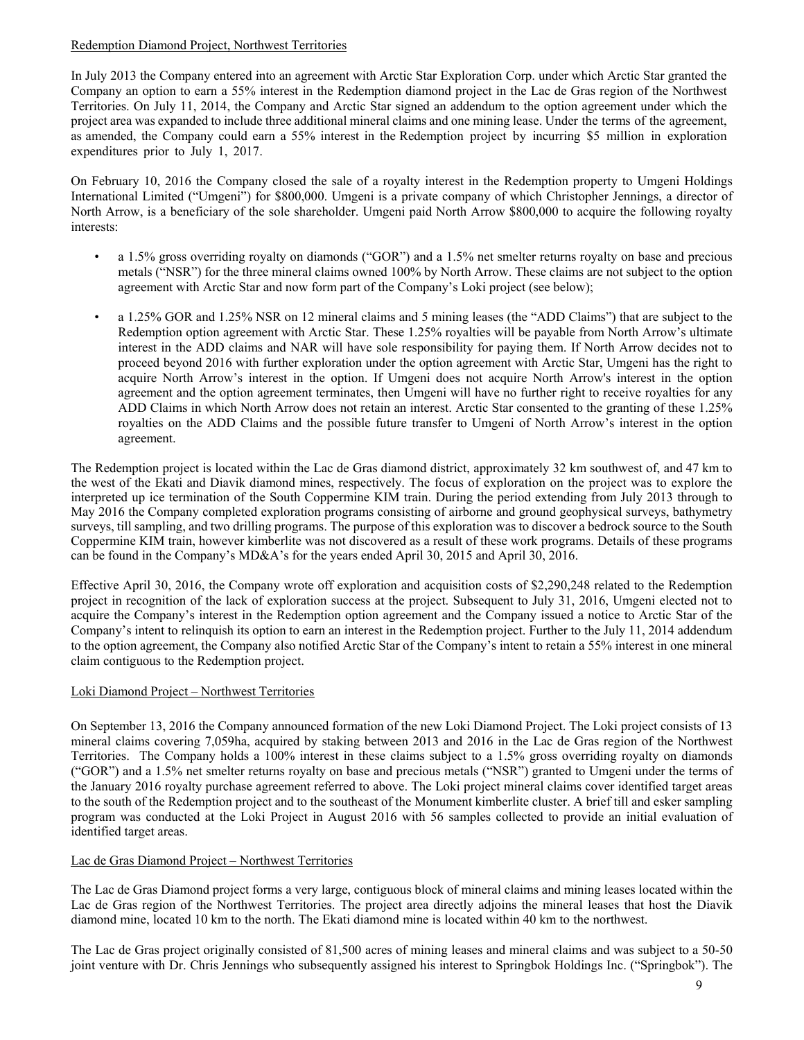Redemption Diamond Project, Northwest Territories

In July 2013 the Company entered into an agreement with Arctic Star Exploration Corp. under which Arctic Star granted the Company an option to earn a 55% interest in the Redemption diamond project in the Lac de Gras region of the Northwest Territories. On July 11, 2014, the Company and Arctic Star signed an addendum to the option agreement under which the project area was expanded to include three additional mineral claims and one mining lease. Under the terms of the agreement, as amended, the Company could earn a 55% interest in the Redemption project by incurring $5 million in exploration expenditures prior to July 1, 2017.

On February 10, 2016 the Company closed the sale of a royalty interest in the Redemption property to Umgeni Holdings International Limited ("Umgeni") for $800,000. Umgeni is a private company of which Christopher Jennings, a director of North Arrow, is a beneficiary of the sole shareholder. Umgeni paid North Arrow $800,000 to acquire the following royalty interests:

- a 1.5% gross overriding royalty on diamonds ("GOR") and a 1.5% net smelter returns royalty on base and precious metals ("NSR") for the three mineral claims owned 100% by North Arrow. These claims are not subject to the option agreement with Arctic Star and now form part of the Company's Loki project (see below);
- a 1.25% GOR and 1.25% NSR on 12 mineral claims and 5 mining leases (the "ADD Claims") that are subject to the Redemption option agreement with Arctic Star. These 1.25% royalties will be payable from North Arrow's ultimate interest in the ADD claims and NAR will have sole responsibility for paying them. If North Arrow decides not to proceed beyond 2016 with further exploration under the option agreement with Arctic Star, Umgeni has the right to acquire North Arrow's interest in the option. If Umgeni does not acquire North Arrow's interest in the option agreement and the option agreement terminates, then Umgeni will have no further right to receive royalties for any ADD Claims in which North Arrow does not retain an interest. Arctic Star consented to the granting of these 1.25% royalties on the ADD Claims and the possible future transfer to Umgeni of North Arrow's interest in the option agreement.

The Redemption project is located within the Lac de Gras diamond district, approximately 32 km southwest of, and 47 km to the west of the Ekati and Diavik diamond mines, respectively. The focus of exploration on the project was to explore the interpreted up ice termination of the South Coppermine KIM train. During the period extending from July 2013 through to May 2016 the Company completed exploration programs consisting of airborne and ground geophysical surveys, bathymetry surveys, till sampling, and two drilling programs. The purpose of this exploration was to discover a bedrock source to the South Coppermine KIM train, however kimberlite was not discovered as a result of these work programs. Details of these programs can be found in the Company's MD&A's for the years ended April 30, 2015 and April 30, 2016.

Effective April 30, 2016, the Company wrote off exploration and acquisition costs of $2,290,248 related to the Redemption project in recognition of the lack of exploration success at the project. Subsequent to July 31, 2016, Umgeni elected not to acquire the Company's interest in the Redemption option agreement and the Company issued a notice to Arctic Star of the Company's intent to relinquish its option to earn an interest in the Redemption project. Further to the July 11, 2014 addendum to the option agreement, the Company also notified Arctic Star of the Company's intent to retain a 55% interest in one mineral claim contiguous to the Redemption project.

Loki Diamond Project – Northwest Territories

On September 13, 2016 the Company announced formation of the new Loki Diamond Project. The Loki project consists of 13 mineral claims covering 7,059ha, acquired by staking between 2013 and 2016 in the Lac de Gras region of the Northwest Territories. The Company holds a 100% interest in these claims subject to a 1.5% gross overriding royalty on diamonds ("GOR") and a 1.5% net smelter returns royalty on base and precious metals ("NSR") granted to Umgeni under the terms of the January 2016 royalty purchase agreement referred to above. The Loki project mineral claims cover identified target areas to the south of the Redemption project and to the southeast of the Monument kimberlite cluster. A brief till and esker sampling program was conducted at the Loki Project in August 2016 with 56 samples collected to provide an initial evaluation of identified target areas.

Lac de Gras Diamond Project – Northwest Territories

The Lac de Gras Diamond project forms a very large, contiguous block of mineral claims and mining leases located within the Lac de Gras region of the Northwest Territories. The project area directly adjoins the mineral leases that host the Diavik diamond mine, located 10 km to the north. The Ekati diamond mine is located within 40 km to the northwest.

The Lac de Gras project originally consisted of 81,500 acres of mining leases and mineral claims and was subject to a 50-50 joint venture with Dr. Chris Jennings who subsequently assigned his interest to Springbok Holdings Inc. ("Springbok"). The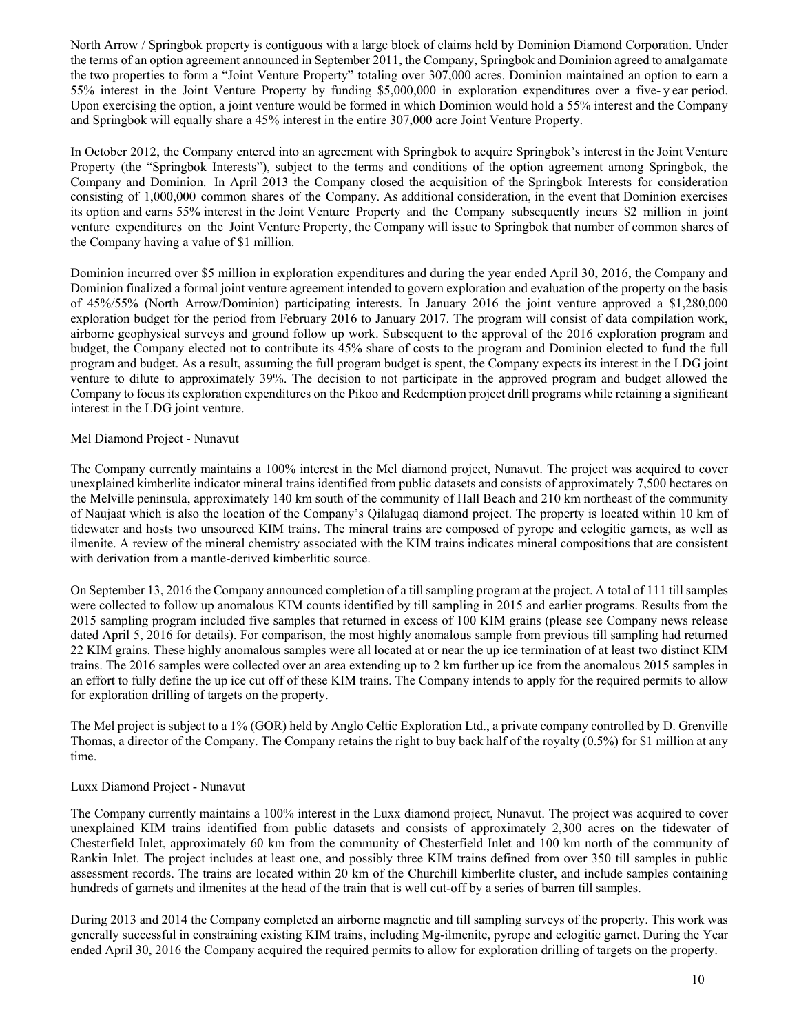North Arrow / Springbok property is contiguous with a large block of claims held by Dominion Diamond Corporation. Under the terms of an option agreement announced in September 2011, the Company, Springbok and Dominion agreed to amalgamate the two properties to form a "Joint Venture Property" totaling over 307,000 acres. Dominion maintained an option to earn a 55% interest in the Joint Venture Property by funding $5,000,000 in exploration expenditures over a five- y ear period. Upon exercising the option, a joint venture would be formed in which Dominion would hold a 55% interest and the Company and Springbok will equally share a 45% interest in the entire 307,000 acre Joint Venture Property.

In October 2012, the Company entered into an agreement with Springbok to acquire Springbok's interest in the Joint Venture Property (the "Springbok Interests"), subject to the terms and conditions of the option agreement among Springbok, the Company and Dominion. In April 2013 the Company closed the acquisition of the Springbok Interests for consideration consisting of 1,000,000 common shares of the Company. As additional consideration, in the event that Dominion exercises its option and earns 55% interest in the Joint Venture Property and the Company subsequently incurs $2 million in joint venture expenditures on the Joint Venture Property, the Company will issue to Springbok that number of common shares of the Company having a value of $1 million.

Dominion incurred over $5 million in exploration expenditures and during the year ended April 30, 2016, the Company and Dominion finalized a formal joint venture agreement intended to govern exploration and evaluation of the property on the basis of 45%/55% (North Arrow/Dominion) participating interests. In January 2016 the joint venture approved a $1,280,000 exploration budget for the period from February 2016 to January 2017. The program will consist of data compilation work, airborne geophysical surveys and ground follow up work. Subsequent to the approval of the 2016 exploration program and budget, the Company elected not to contribute its 45% share of costs to the program and Dominion elected to fund the full program and budget. As a result, assuming the full program budget is spent, the Company expects its interest in the LDG joint venture to dilute to approximately 39%. The decision to not participate in the approved program and budget allowed the Company to focus its exploration expenditures on the Pikoo and Redemption project drill programs while retaining a significant interest in the LDG joint venture.

Mel Diamond Project - Nunavut

The Company currently maintains a 100% interest in the Mel diamond project, Nunavut. The project was acquired to cover unexplained kimberlite indicator mineral trains identified from public datasets and consists of approximately 7,500 hectares on the Melville peninsula, approximately 140 km south of the community of Hall Beach and 210 km northeast of the community of Naujaat which is also the location of the Company's Qilalugaq diamond project. The property is located within 10 km of tidewater and hosts two unsourced KIM trains. The mineral trains are composed of pyrope and eclogitic garnets, as well as ilmenite. A review of the mineral chemistry associated with the KIM trains indicates mineral compositions that are consistent with derivation from a mantle-derived kimberlitic source.

On September 13, 2016 the Company announced completion of a till sampling program at the project. A total of 111 till samples were collected to follow up anomalous KIM counts identified by till sampling in 2015 and earlier programs. Results from the 2015 sampling program included five samples that returned in excess of 100 KIM grains (please see Company news release dated April 5, 2016 for details). For comparison, the most highly anomalous sample from previous till sampling had returned 22 KIM grains. These highly anomalous samples were all located at or near the up ice termination of at least two distinct KIM trains. The 2016 samples were collected over an area extending up to 2 km further up ice from the anomalous 2015 samples in an effort to fully define the up ice cut off of these KIM trains. The Company intends to apply for the required permits to allow for exploration drilling of targets on the property.

The Mel project is subject to a 1% (GOR) held by Anglo Celtic Exploration Ltd., a private company controlled by D. Grenville Thomas, a director of the Company. The Company retains the right to buy back half of the royalty (0.5%) for $1 million at any time.

Luxx Diamond Project - Nunavut

The Company currently maintains a 100% interest in the Luxx diamond project, Nunavut. The project was acquired to cover unexplained KIM trains identified from public datasets and consists of approximately 2,300 acres on the tidewater of Chesterfield Inlet, approximately 60 km from the community of Chesterfield Inlet and 100 km north of the community of Rankin Inlet. The project includes at least one, and possibly three KIM trains defined from over 350 till samples in public assessment records. The trains are located within 20 km of the Churchill kimberlite cluster, and include samples containing hundreds of garnets and ilmenites at the head of the train that is well cut-off by a series of barren till samples.

During 2013 and 2014 the Company completed an airborne magnetic and till sampling surveys of the property. This work was generally successful in constraining existing KIM trains, including Mg-ilmenite, pyrope and eclogitic garnet. During the Year ended April 30, 2016 the Company acquired the required permits to allow for exploration drilling of targets on the property.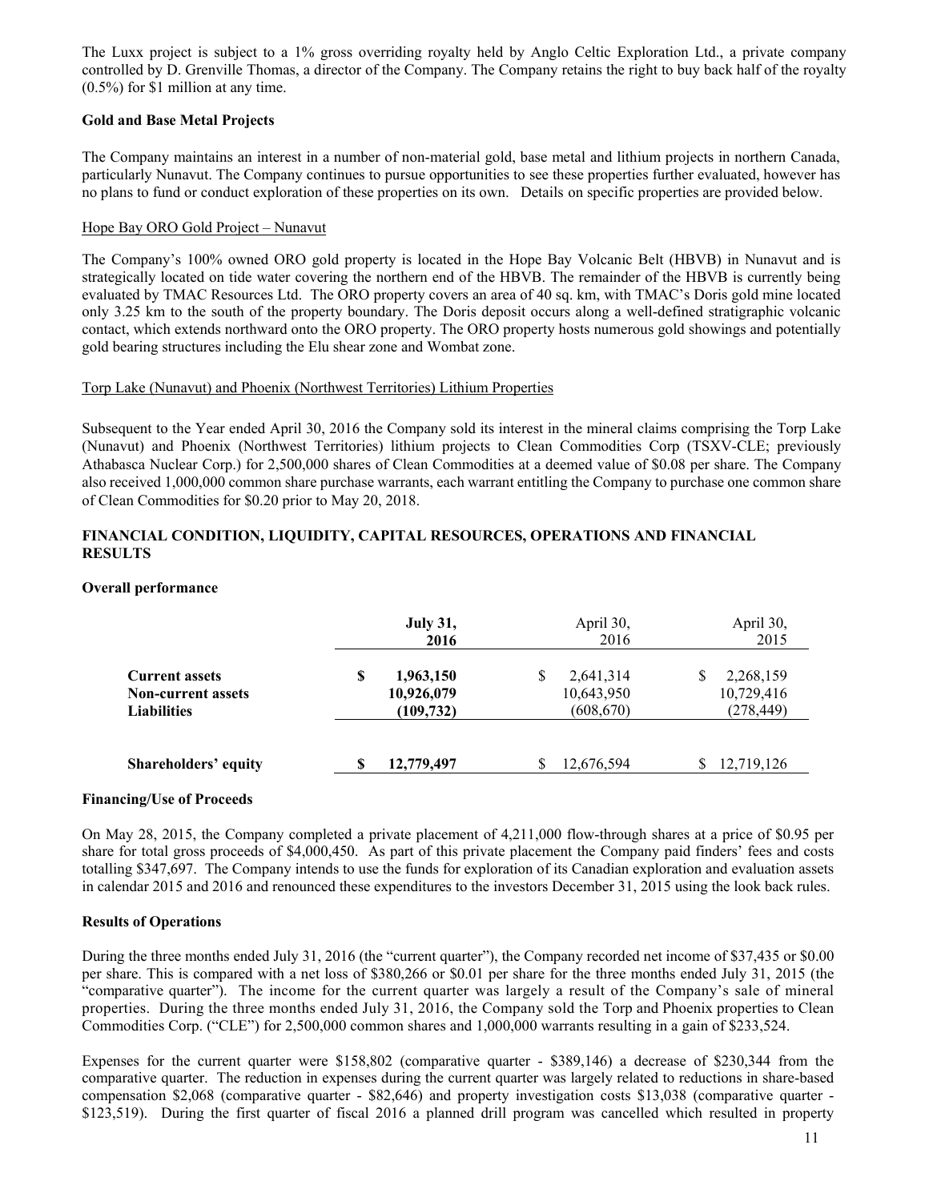The Luxx project is subject to a 1% gross overriding royalty held by Anglo Celtic Exploration Ltd., a private company controlled by D. Grenville Thomas, a director of the Company. The Company retains the right to buy back half of the royalty (0.5%) for $1 million at any time.

**Gold and Base Metal Projects**

The Company maintains an interest in a number of non-material gold, base metal and lithium projects in northern Canada, particularly Nunavut. The Company continues to pursue opportunities to see these properties further evaluated, however has no plans to fund or conduct exploration of these properties on its own. Details on specific properties are provided below.

Hope Bay ORO Gold Project – Nunavut

The Company's 100% owned ORO gold property is located in the Hope Bay Volcanic Belt (HBVB) in Nunavut and is strategically located on tide water covering the northern end of the HBVB. The remainder of the HBVB is currently being evaluated by TMAC Resources Ltd. The ORO property covers an area of 40 sq. km, with TMAC's Doris gold mine located only 3.25 km to the south of the property boundary. The Doris deposit occurs along a well-defined stratigraphic volcanic contact, which extends northward onto the ORO property. The ORO property hosts numerous gold showings and potentially gold bearing structures including the Elu shear zone and Wombat zone.

Torp Lake (Nunavut) and Phoenix (Northwest Territories) Lithium Properties

Subsequent to the Year ended April 30, 2016 the Company sold its interest in the mineral claims comprising the Torp Lake (Nunavut) and Phoenix (Northwest Territories) lithium projects to Clean Commodities Corp (TSXV-CLE; previously Athabasca Nuclear Corp.) for 2,500,000 shares of Clean Commodities at a deemed value of $0.08 per share. The Company also received 1,000,000 common share purchase warrants, each warrant entitling the Company to purchase one common share of Clean Commodities for $0.20 prior to May 20, 2018.

## FINANCIAL CONDITION, LIQUIDITY, CAPITAL RESOURCES, OPERATIONS AND FINANCIAL RESULTS

**Overall performance**

| | **July 31, 2016** | April 30, 2016 | April 30, 2015 |
|---|---|---|---|
| **Current assets** | **$ 1,963,150** | $ 2,641,314 | $ 2,268,159 |
| **Non-current assets** | **10,926,079** | 10,643,950 | 10,729,416 |
| **Liabilities** | **(109,732)** | (608,670) | (278,449) |
| **Shareholders' equity** | **$ 12,779,497** | $ 12,676,594 | $ 12,719,126 |

**Financing/Use of Proceeds**

On May 28, 2015, the Company completed a private placement of 4,211,000 flow-through shares at a price of $0.95 per share for total gross proceeds of $4,000,450. As part of this private placement the Company paid finders' fees and costs totalling $347,697. The Company intends to use the funds for exploration of its Canadian exploration and evaluation assets in calendar 2015 and 2016 and renounced these expenditures to the investors December 31, 2015 using the look back rules.

**Results of Operations**

During the three months ended July 31, 2016 (the "current quarter"), the Company recorded net income of $37,435 or $0.00 per share. This is compared with a net loss of $380,266 or $0.01 per share for the three months ended July 31, 2015 (the "comparative quarter"). The income for the current quarter was largely a result of the Company's sale of mineral properties. During the three months ended July 31, 2016, the Company sold the Torp and Phoenix properties to Clean Commodities Corp. ("CLE") for 2,500,000 common shares and 1,000,000 warrants resulting in a gain of $233,524.

Expenses for the current quarter were $158,802 (comparative quarter - $389,146) a decrease of $230,344 from the comparative quarter. The reduction in expenses during the current quarter was largely related to reductions in share-based compensation $2,068 (comparative quarter - $82,646) and property investigation costs $13,038 (comparative quarter - $123,519). During the first quarter of fiscal 2016 a planned drill program was cancelled which resulted in property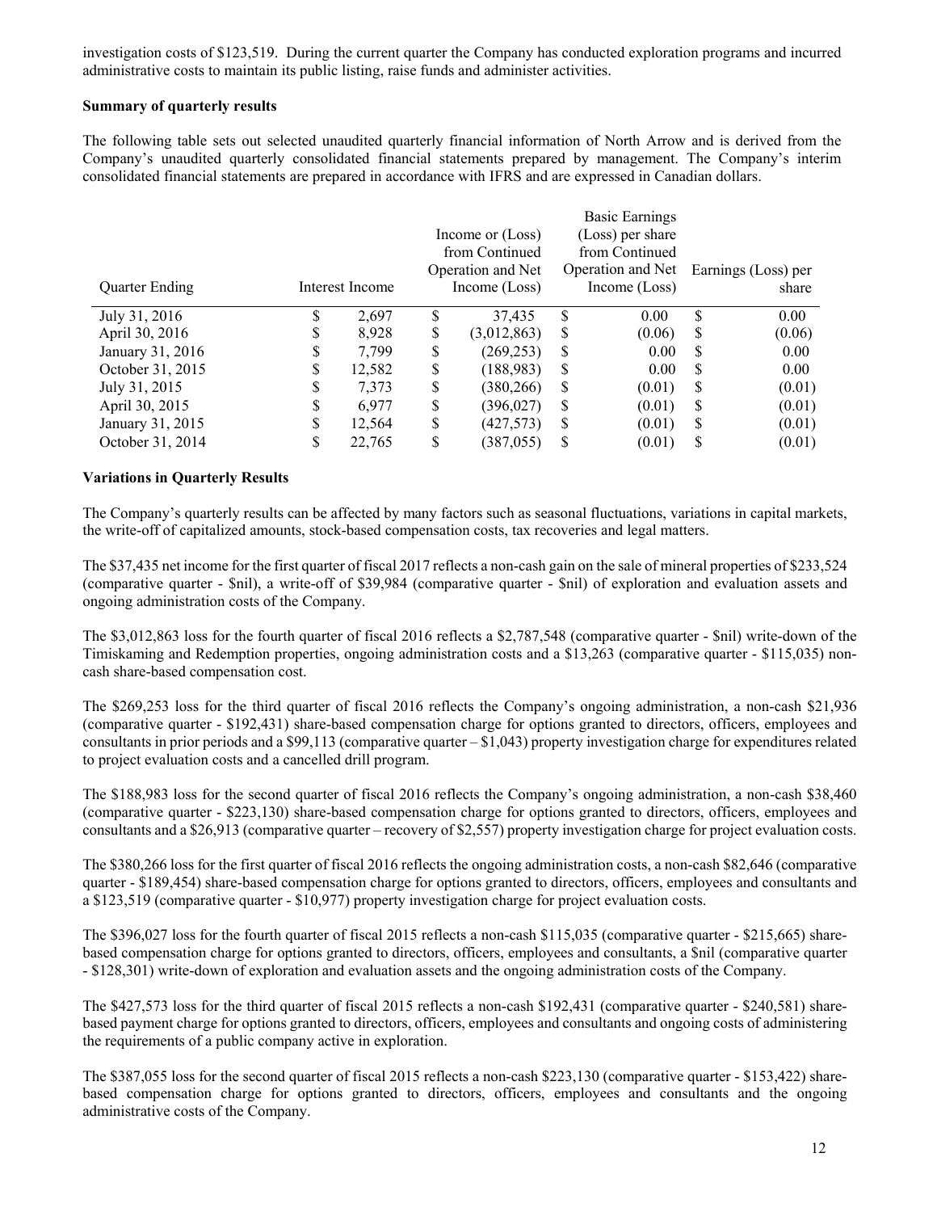investigation costs of $123,519. During the current quarter the Company has conducted exploration programs and incurred administrative costs to maintain its public listing, raise funds and administer activities.

**Summary of quarterly results**

The following table sets out selected unaudited quarterly financial information of North Arrow and is derived from the Company's unaudited quarterly consolidated financial statements prepared by management. The Company's interim consolidated financial statements are prepared in accordance with IFRS and are expressed in Canadian dollars.

| Quarter Ending | Interest Income | Income or (Loss) from Continued Operation and Net Income (Loss) | Basic Earnings (Loss) per share from Continued Operation and Net Income (Loss) | Earnings (Loss) per share |
|---|---|---|---|---|
| July 31, 2016 | $ 2,697 | $ 37,435 | $ 0.00 | $ 0.00 |
| April 30, 2016 | $ 8,928 | $ (3,012,863) | $ (0.06) | $ (0.06) |
| January 31, 2016 | $ 7,799 | $ (269,253) | $ 0.00 | $ 0.00 |
| October 31, 2015 | $ 12,582 | $ (188,983) | $ 0.00 | $ 0.00 |
| July 31, 2015 | $ 7,373 | $ (380,266) | $ (0.01) | $ (0.01) |
| April 30, 2015 | $ 6,977 | $ (396,027) | $ (0.01) | $ (0.01) |
| January 31, 2015 | $ 12,564 | $ (427,573) | $ (0.01) | $ (0.01) |
| October 31, 2014 | $ 22,765 | $ (387,055) | $ (0.01) | $ (0.01) |

**Variations in Quarterly Results**

The Company's quarterly results can be affected by many factors such as seasonal fluctuations, variations in capital markets, the write-off of capitalized amounts, stock-based compensation costs, tax recoveries and legal matters.

The $37,435 net income for the first quarter of fiscal 2017 reflects a non-cash gain on the sale of mineral properties of $233,524 (comparative quarter - $nil), a write-off of $39,984 (comparative quarter - $nil) of exploration and evaluation assets and ongoing administration costs of the Company.

The $3,012,863 loss for the fourth quarter of fiscal 2016 reflects a $2,787,548 (comparative quarter - $nil) write-down of the Timiskaming and Redemption properties, ongoing administration costs and a $13,263 (comparative quarter - $115,035) non-cash share-based compensation cost.

The $269,253 loss for the third quarter of fiscal 2016 reflects the Company's ongoing administration, a non-cash $21,936 (comparative quarter - $192,431) share-based compensation charge for options granted to directors, officers, employees and consultants in prior periods and a $99,113 (comparative quarter – $1,043) property investigation charge for expenditures related to project evaluation costs and a cancelled drill program.

The $188,983 loss for the second quarter of fiscal 2016 reflects the Company's ongoing administration, a non-cash $38,460 (comparative quarter - $223,130) share-based compensation charge for options granted to directors, officers, employees and consultants and a $26,913 (comparative quarter – recovery of $2,557) property investigation charge for project evaluation costs.

The $380,266 loss for the first quarter of fiscal 2016 reflects the ongoing administration costs, a non-cash $82,646 (comparative quarter - $189,454) share-based compensation charge for options granted to directors, officers, employees and consultants and a $123,519 (comparative quarter - $10,977) property investigation charge for project evaluation costs.

The $396,027 loss for the fourth quarter of fiscal 2015 reflects a non-cash $115,035 (comparative quarter - $215,665) share-based compensation charge for options granted to directors, officers, employees and consultants, a $nil (comparative quarter - $128,301) write-down of exploration and evaluation assets and the ongoing administration costs of the Company.

The $427,573 loss for the third quarter of fiscal 2015 reflects a non-cash $192,431 (comparative quarter - $240,581) share-based payment charge for options granted to directors, officers, employees and consultants and ongoing costs of administering the requirements of a public company active in exploration.

The $387,055 loss for the second quarter of fiscal 2015 reflects a non-cash $223,130 (comparative quarter - $153,422) share-based compensation charge for options granted to directors, officers, employees and consultants and the ongoing administrative costs of the Company.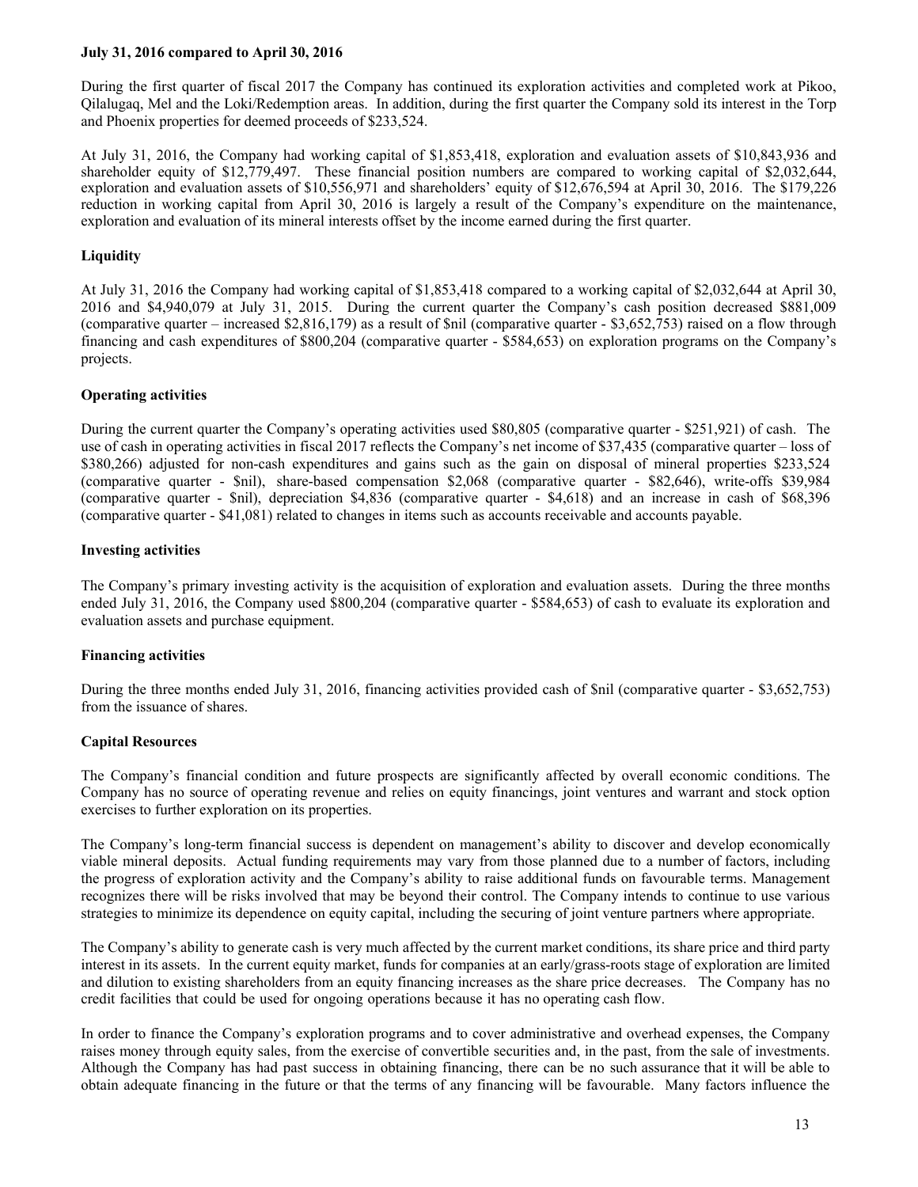**July 31, 2016 compared to April 30, 2016**

During the first quarter of fiscal 2017 the Company has continued its exploration activities and completed work at Pikoo, Qilalugaq, Mel and the Loki/Redemption areas. In addition, during the first quarter the Company sold its interest in the Torp and Phoenix properties for deemed proceeds of $233,524.

At July 31, 2016, the Company had working capital of $1,853,418, exploration and evaluation assets of $10,843,936 and shareholder equity of $12,779,497. These financial position numbers are compared to working capital of $2,032,644, exploration and evaluation assets of $10,556,971 and shareholders' equity of $12,676,594 at April 30, 2016. The $179,226 reduction in working capital from April 30, 2016 is largely a result of the Company's expenditure on the maintenance, exploration and evaluation of its mineral interests offset by the income earned during the first quarter.

## Liquidity

At July 31, 2016 the Company had working capital of $1,853,418 compared to a working capital of $2,032,644 at April 30, 2016 and $4,940,079 at July 31, 2015. During the current quarter the Company's cash position decreased $881,009 (comparative quarter – increased $2,816,179) as a result of $nil (comparative quarter - $3,652,753) raised on a flow through financing and cash expenditures of $800,204 (comparative quarter - $584,653) on exploration programs on the Company's projects.

## Operating activities

During the current quarter the Company's operating activities used $80,805 (comparative quarter - $251,921) of cash. The use of cash in operating activities in fiscal 2017 reflects the Company's net income of $37,435 (comparative quarter – loss of $380,266) adjusted for non-cash expenditures and gains such as the gain on disposal of mineral properties $233,524 (comparative quarter - $nil), share-based compensation $2,068 (comparative quarter - $82,646), write-offs $39,984 (comparative quarter - $nil), depreciation $4,836 (comparative quarter - $4,618) and an increase in cash of $68,396 (comparative quarter - $41,081) related to changes in items such as accounts receivable and accounts payable.

## Investing activities

The Company's primary investing activity is the acquisition of exploration and evaluation assets. During the three months ended July 31, 2016, the Company used $800,204 (comparative quarter - $584,653) of cash to evaluate its exploration and evaluation assets and purchase equipment.

## Financing activities

During the three months ended July 31, 2016, financing activities provided cash of $nil (comparative quarter - $3,652,753) from the issuance of shares.

## Capital Resources

The Company's financial condition and future prospects are significantly affected by overall economic conditions. The Company has no source of operating revenue and relies on equity financings, joint ventures and warrant and stock option exercises to further exploration on its properties.

The Company's long-term financial success is dependent on management's ability to discover and develop economically viable mineral deposits. Actual funding requirements may vary from those planned due to a number of factors, including the progress of exploration activity and the Company's ability to raise additional funds on favourable terms. Management recognizes there will be risks involved that may be beyond their control. The Company intends to continue to use various strategies to minimize its dependence on equity capital, including the securing of joint venture partners where appropriate.

The Company's ability to generate cash is very much affected by the current market conditions, its share price and third party interest in its assets. In the current equity market, funds for companies at an early/grass-roots stage of exploration are limited and dilution to existing shareholders from an equity financing increases as the share price decreases. The Company has no credit facilities that could be used for ongoing operations because it has no operating cash flow.

In order to finance the Company's exploration programs and to cover administrative and overhead expenses, the Company raises money through equity sales, from the exercise of convertible securities and, in the past, from the sale of investments. Although the Company has had past success in obtaining financing, there can be no such assurance that it will be able to obtain adequate financing in the future or that the terms of any financing will be favourable. Many factors influence the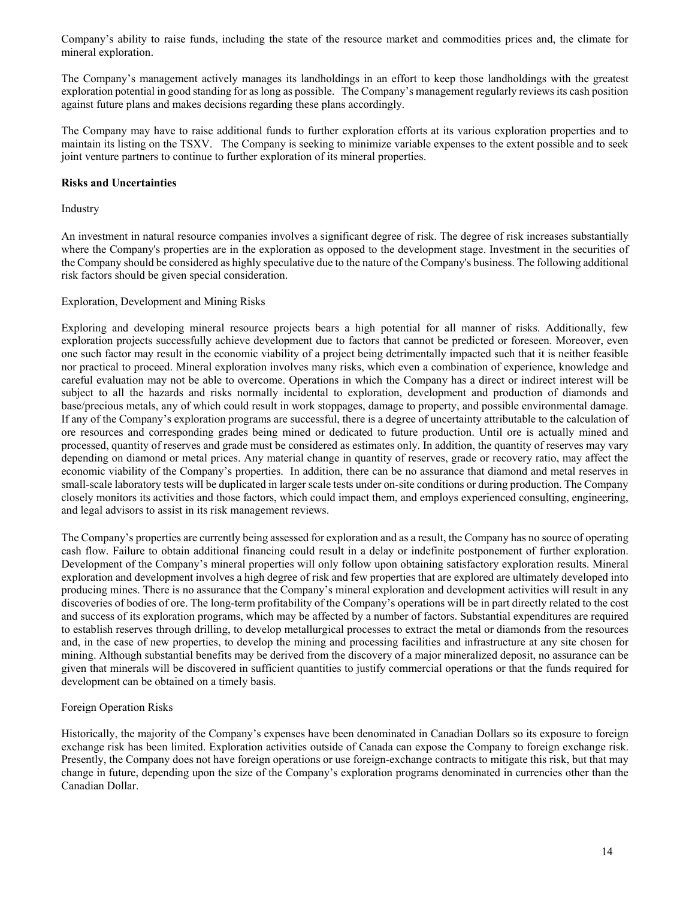Company's ability to raise funds, including the state of the resource market and commodities prices and, the climate for mineral exploration.

The Company's management actively manages its landholdings in an effort to keep those landholdings with the greatest exploration potential in good standing for as long as possible. The Company's management regularly reviews its cash position against future plans and makes decisions regarding these plans accordingly.

The Company may have to raise additional funds to further exploration efforts at its various exploration properties and to maintain its listing on the TSXV. The Company is seeking to minimize variable expenses to the extent possible and to seek joint venture partners to continue to further exploration of its mineral properties.

**Risks and Uncertainties**

Industry

An investment in natural resource companies involves a significant degree of risk. The degree of risk increases substantially where the Company's properties are in the exploration as opposed to the development stage. Investment in the securities of the Company should be considered as highly speculative due to the nature of the Company's business. The following additional risk factors should be given special consideration.

Exploration, Development and Mining Risks

Exploring and developing mineral resource projects bears a high potential for all manner of risks. Additionally, few exploration projects successfully achieve development due to factors that cannot be predicted or foreseen. Moreover, even one such factor may result in the economic viability of a project being detrimentally impacted such that it is neither feasible nor practical to proceed. Mineral exploration involves many risks, which even a combination of experience, knowledge and careful evaluation may not be able to overcome. Operations in which the Company has a direct or indirect interest will be subject to all the hazards and risks normally incidental to exploration, development and production of diamonds and base/precious metals, any of which could result in work stoppages, damage to property, and possible environmental damage. If any of the Company's exploration programs are successful, there is a degree of uncertainty attributable to the calculation of ore resources and corresponding grades being mined or dedicated to future production. Until ore is actually mined and processed, quantity of reserves and grade must be considered as estimates only. In addition, the quantity of reserves may vary depending on diamond or metal prices. Any material change in quantity of reserves, grade or recovery ratio, may affect the economic viability of the Company's properties. In addition, there can be no assurance that diamond and metal reserves in small-scale laboratory tests will be duplicated in larger scale tests under on-site conditions or during production. The Company closely monitors its activities and those factors, which could impact them, and employs experienced consulting, engineering, and legal advisors to assist in its risk management reviews.

The Company's properties are currently being assessed for exploration and as a result, the Company has no source of operating cash flow. Failure to obtain additional financing could result in a delay or indefinite postponement of further exploration. Development of the Company's mineral properties will only follow upon obtaining satisfactory exploration results. Mineral exploration and development involves a high degree of risk and few properties that are explored are ultimately developed into producing mines. There is no assurance that the Company's mineral exploration and development activities will result in any discoveries of bodies of ore. The long-term profitability of the Company's operations will be in part directly related to the cost and success of its exploration programs, which may be affected by a number of factors. Substantial expenditures are required to establish reserves through drilling, to develop metallurgical processes to extract the metal or diamonds from the resources and, in the case of new properties, to develop the mining and processing facilities and infrastructure at any site chosen for mining. Although substantial benefits may be derived from the discovery of a major mineralized deposit, no assurance can be given that minerals will be discovered in sufficient quantities to justify commercial operations or that the funds required for development can be obtained on a timely basis.

Foreign Operation Risks

Historically, the majority of the Company's expenses have been denominated in Canadian Dollars so its exposure to foreign exchange risk has been limited. Exploration activities outside of Canada can expose the Company to foreign exchange risk. Presently, the Company does not have foreign operations or use foreign-exchange contracts to mitigate this risk, but that may change in future, depending upon the size of the Company's exploration programs denominated in currencies other than the Canadian Dollar.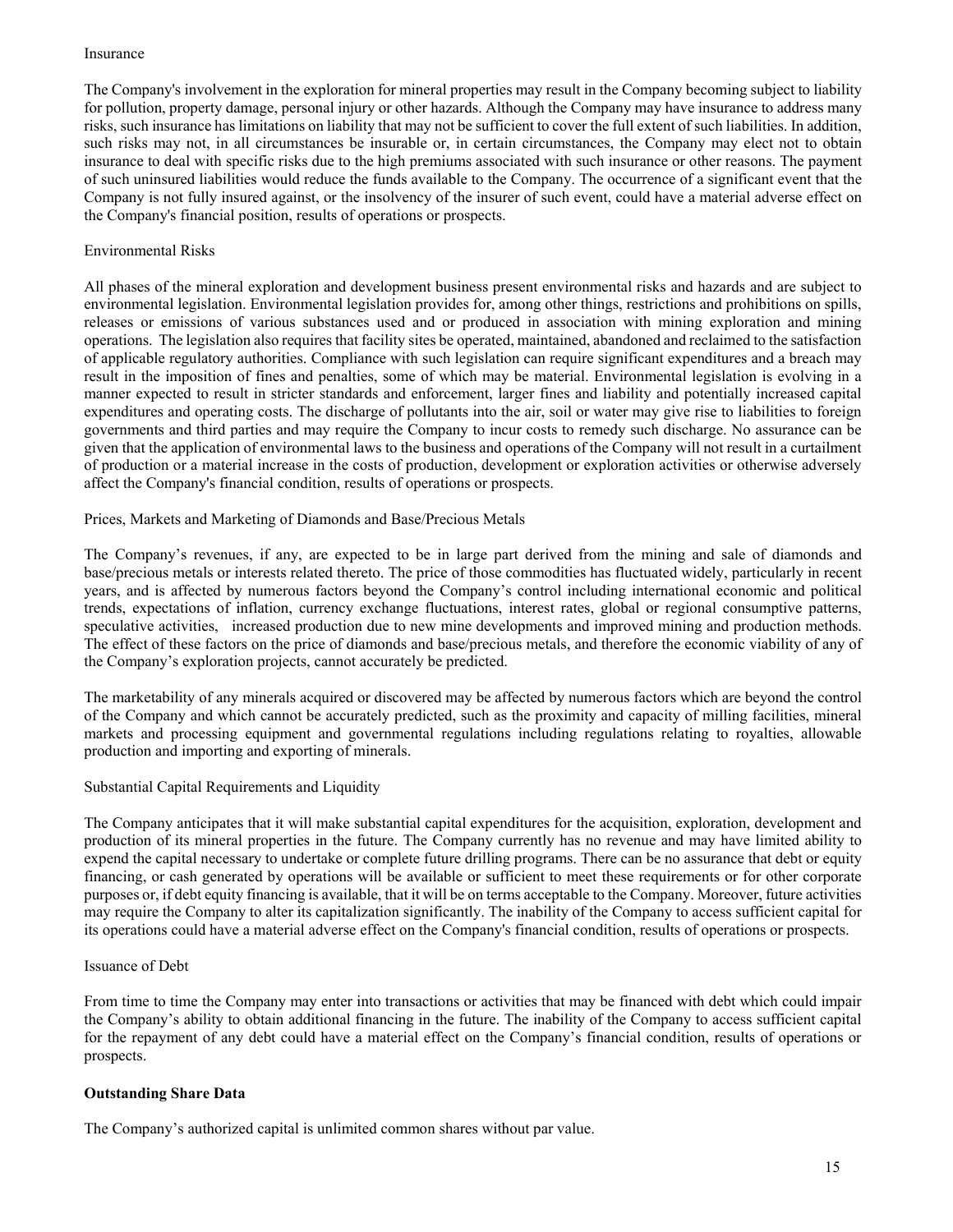### Insurance

The Company's involvement in the exploration for mineral properties may result in the Company becoming subject to liability for pollution, property damage, personal injury or other hazards. Although the Company may have insurance to address many risks, such insurance has limitations on liability that may not be sufficient to cover the full extent of such liabilities. In addition, such risks may not, in all circumstances be insurable or, in certain circumstances, the Company may elect not to obtain insurance to deal with specific risks due to the high premiums associated with such insurance or other reasons. The payment of such uninsured liabilities would reduce the funds available to the Company. The occurrence of a significant event that the Company is not fully insured against, or the insolvency of the insurer of such event, could have a material adverse effect on the Company's financial position, results of operations or prospects.

### Environmental Risks

All phases of the mineral exploration and development business present environmental risks and hazards and are subject to environmental legislation. Environmental legislation provides for, among other things, restrictions and prohibitions on spills, releases or emissions of various substances used and or produced in association with mining exploration and mining operations. The legislation also requires that facility sites be operated, maintained, abandoned and reclaimed to the satisfaction of applicable regulatory authorities. Compliance with such legislation can require significant expenditures and a breach may result in the imposition of fines and penalties, some of which may be material. Environmental legislation is evolving in a manner expected to result in stricter standards and enforcement, larger fines and liability and potentially increased capital expenditures and operating costs. The discharge of pollutants into the air, soil or water may give rise to liabilities to foreign governments and third parties and may require the Company to incur costs to remedy such discharge. No assurance can be given that the application of environmental laws to the business and operations of the Company will not result in a curtailment of production or a material increase in the costs of production, development or exploration activities or otherwise adversely affect the Company's financial condition, results of operations or prospects.

### Prices, Markets and Marketing of Diamonds and Base/Precious Metals

The Company's revenues, if any, are expected to be in large part derived from the mining and sale of diamonds and base/precious metals or interests related thereto. The price of those commodities has fluctuated widely, particularly in recent years, and is affected by numerous factors beyond the Company's control including international economic and political trends, expectations of inflation, currency exchange fluctuations, interest rates, global or regional consumptive patterns, speculative activities, increased production due to new mine developments and improved mining and production methods. The effect of these factors on the price of diamonds and base/precious metals, and therefore the economic viability of any of the Company's exploration projects, cannot accurately be predicted.

The marketability of any minerals acquired or discovered may be affected by numerous factors which are beyond the control of the Company and which cannot be accurately predicted, such as the proximity and capacity of milling facilities, mineral markets and processing equipment and governmental regulations including regulations relating to royalties, allowable production and importing and exporting of minerals.

### Substantial Capital Requirements and Liquidity

The Company anticipates that it will make substantial capital expenditures for the acquisition, exploration, development and production of its mineral properties in the future. The Company currently has no revenue and may have limited ability to expend the capital necessary to undertake or complete future drilling programs. There can be no assurance that debt or equity financing, or cash generated by operations will be available or sufficient to meet these requirements or for other corporate purposes or, if debt equity financing is available, that it will be on terms acceptable to the Company. Moreover, future activities may require the Company to alter its capitalization significantly. The inability of the Company to access sufficient capital for its operations could have a material adverse effect on the Company's financial condition, results of operations or prospects.

### Issuance of Debt

From time to time the Company may enter into transactions or activities that may be financed with debt which could impair the Company's ability to obtain additional financing in the future. The inability of the Company to access sufficient capital for the repayment of any debt could have a material effect on the Company's financial condition, results of operations or prospects.

## Outstanding Share Data

The Company's authorized capital is unlimited common shares without par value.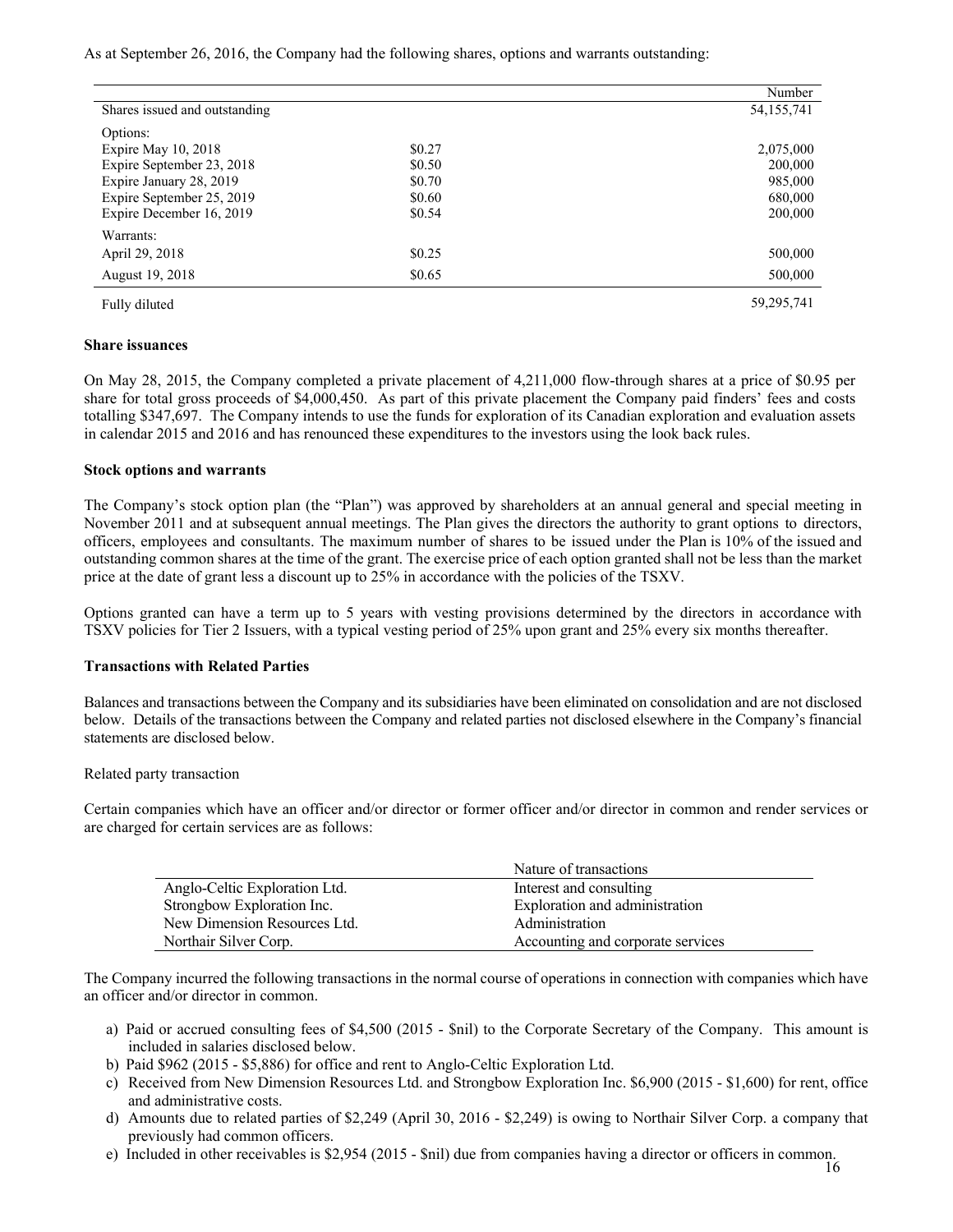As at September 26, 2016, the Company had the following shares, options and warrants outstanding:

| | | Number |
|---|---|---|
| Shares issued and outstanding | | 54,155,741 |
| Options: | | |
| Expire May 10, 2018 | $0.27 | 2,075,000 |
| Expire September 23, 2018 | $0.50 | 200,000 |
| Expire January 28, 2019 | $0.70 | 985,000 |
| Expire September 25, 2019 | $0.60 | 680,000 |
| Expire December 16, 2019 | $0.54 | 200,000 |
| Warrants: | | |
| April 29, 2018 | $0.25 | 500,000 |
| August 19, 2018 | $0.65 | 500,000 |
| Fully diluted | | 59,295,741 |

**Share issuances**

On May 28, 2015, the Company completed a private placement of 4,211,000 flow-through shares at a price of $0.95 per share for total gross proceeds of $4,000,450. As part of this private placement the Company paid finders' fees and costs totalling $347,697. The Company intends to use the funds for exploration of its Canadian exploration and evaluation assets in calendar 2015 and 2016 and has renounced these expenditures to the investors using the look back rules.

**Stock options and warrants**

The Company's stock option plan (the "Plan") was approved by shareholders at an annual general and special meeting in November 2011 and at subsequent annual meetings. The Plan gives the directors the authority to grant options to directors, officers, employees and consultants. The maximum number of shares to be issued under the Plan is 10% of the issued and outstanding common shares at the time of the grant. The exercise price of each option granted shall not be less than the market price at the date of grant less a discount up to 25% in accordance with the policies of the TSXV.

Options granted can have a term up to 5 years with vesting provisions determined by the directors in accordance with TSXV policies for Tier 2 Issuers, with a typical vesting period of 25% upon grant and 25% every six months thereafter.

**Transactions with Related Parties**

Balances and transactions between the Company and its subsidiaries have been eliminated on consolidation and are not disclosed below. Details of the transactions between the Company and related parties not disclosed elsewhere in the Company's financial statements are disclosed below.

Related party transaction

Certain companies which have an officer and/or director or former officer and/or director in common and render services or are charged for certain services are as follows:

| | Nature of transactions |
|---|---|
| Anglo-Celtic Exploration Ltd. | Interest and consulting |
| Strongbow Exploration Inc. | Exploration and administration |
| New Dimension Resources Ltd. | Administration |
| Northair Silver Corp. | Accounting and corporate services |

The Company incurred the following transactions in the normal course of operations in connection with companies which have an officer and/or director in common.

a) Paid or accrued consulting fees of $4,500 (2015 - $nil) to the Corporate Secretary of the Company. This amount is included in salaries disclosed below.
b) Paid $962 (2015 - $5,886) for office and rent to Anglo-Celtic Exploration Ltd.
c) Received from New Dimension Resources Ltd. and Strongbow Exploration Inc. $6,900 (2015 - $1,600) for rent, office and administrative costs.
d) Amounts due to related parties of $2,249 (April 30, 2016 - $2,249) is owing to Northair Silver Corp. a company that previously had common officers.
e) Included in other receivables is $2,954 (2015 - $nil) due from companies having a director or officers in common.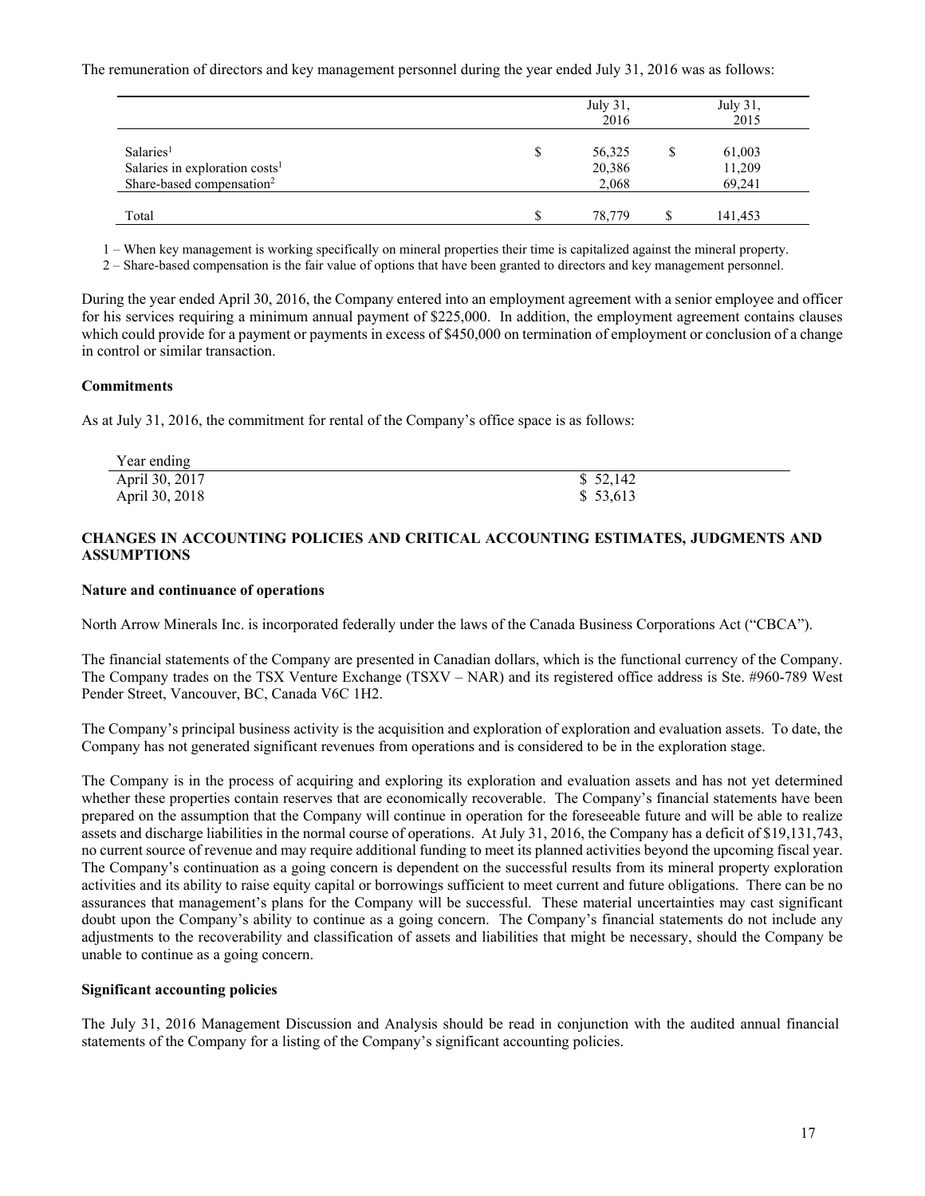The remuneration of directors and key management personnel during the year ended July 31, 2016 was as follows:

| | July 31, 2016 | July 31, 2015 |
|---|---|---|
| Salaries[1] | $ 56,325 | $ 61,003 |
| Salaries in exploration costs[1] | 20,386 | 11,209 |
| Share-based compensation[2] | 2,068 | 69,241 |
| Total | $ 78,779 | $ 141,453 |

1 – When key management is working specifically on mineral properties their time is capitalized against the mineral property.

2 – Share-based compensation is the fair value of options that have been granted to directors and key management personnel.

During the year ended April 30, 2016, the Company entered into an employment agreement with a senior employee and officer for his services requiring a minimum annual payment of $225,000. In addition, the employment agreement contains clauses which could provide for a payment or payments in excess of $450,000 on termination of employment or conclusion of a change in control or similar transaction.

### Commitments

As at July 31, 2016, the commitment for rental of the Company's office space is as follows:

| Year ending | |
|---|---|
| April 30, 2017 | $ 52,142 |
| April 30, 2018 | $ 53,613 |

## CHANGES IN ACCOUNTING POLICIES AND CRITICAL ACCOUNTING ESTIMATES, JUDGMENTS AND ASSUMPTIONS

### Nature and continuance of operations

North Arrow Minerals Inc. is incorporated federally under the laws of the Canada Business Corporations Act ("CBCA").

The financial statements of the Company are presented in Canadian dollars, which is the functional currency of the Company. The Company trades on the TSX Venture Exchange (TSXV – NAR) and its registered office address is Ste. #960-789 West Pender Street, Vancouver, BC, Canada V6C 1H2.

The Company's principal business activity is the acquisition and exploration of exploration and evaluation assets. To date, the Company has not generated significant revenues from operations and is considered to be in the exploration stage.

The Company is in the process of acquiring and exploring its exploration and evaluation assets and has not yet determined whether these properties contain reserves that are economically recoverable. The Company's financial statements have been prepared on the assumption that the Company will continue in operation for the foreseeable future and will be able to realize assets and discharge liabilities in the normal course of operations. At July 31, 2016, the Company has a deficit of $19,131,743, no current source of revenue and may require additional funding to meet its planned activities beyond the upcoming fiscal year. The Company's continuation as a going concern is dependent on the successful results from its mineral property exploration activities and its ability to raise equity capital or borrowings sufficient to meet current and future obligations. There can be no assurances that management's plans for the Company will be successful. These material uncertainties may cast significant doubt upon the Company's ability to continue as a going concern. The Company's financial statements do not include any adjustments to the recoverability and classification of assets and liabilities that might be necessary, should the Company be unable to continue as a going concern.

### Significant accounting policies

The July 31, 2016 Management Discussion and Analysis should be read in conjunction with the audited annual financial statements of the Company for a listing of the Company's significant accounting policies.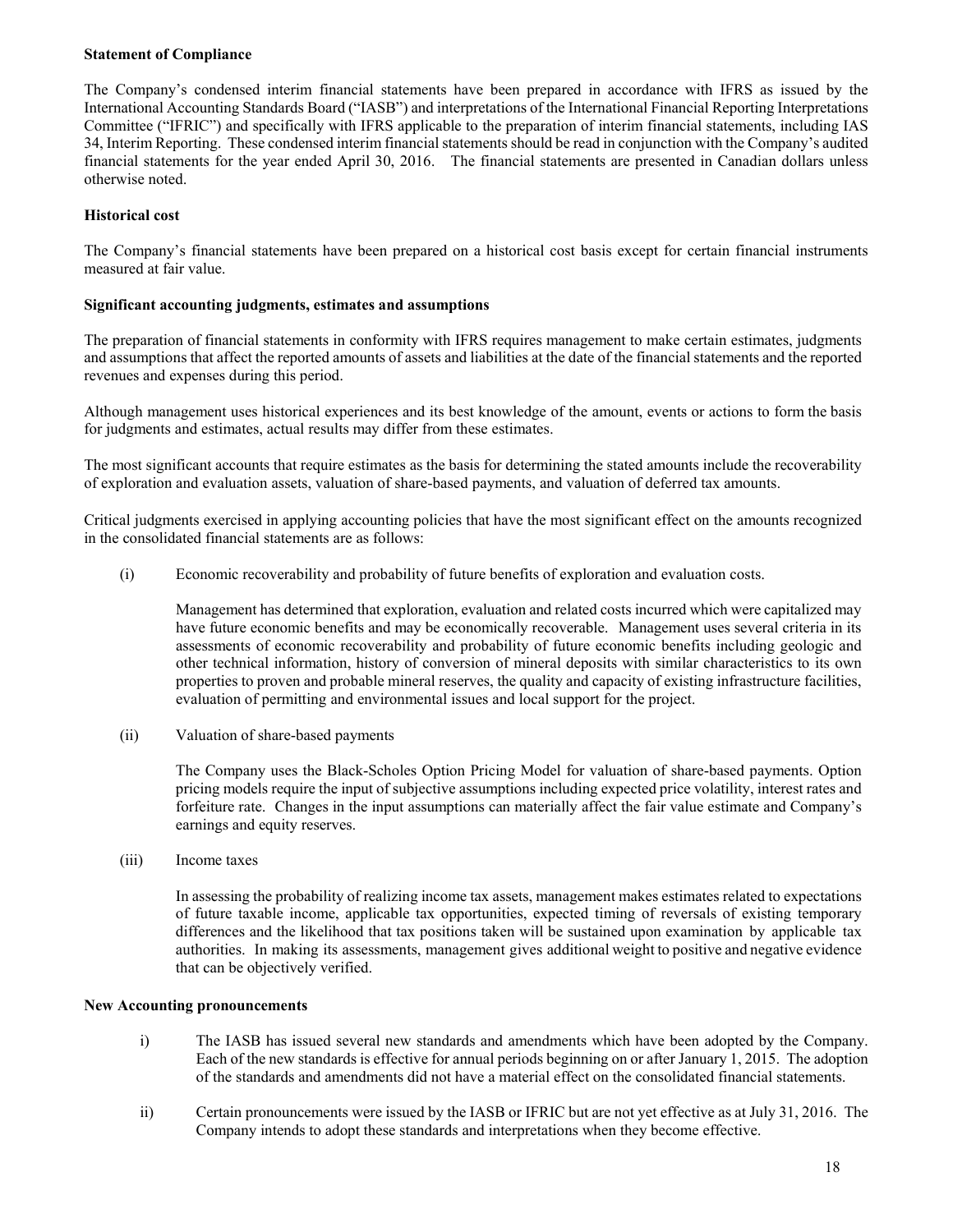**Statement of Compliance**

The Company's condensed interim financial statements have been prepared in accordance with IFRS as issued by the International Accounting Standards Board ("IASB") and interpretations of the International Financial Reporting Interpretations Committee ("IFRIC") and specifically with IFRS applicable to the preparation of interim financial statements, including IAS 34, Interim Reporting. These condensed interim financial statements should be read in conjunction with the Company's audited financial statements for the year ended April 30, 2016. The financial statements are presented in Canadian dollars unless otherwise noted.

**Historical cost**

The Company's financial statements have been prepared on a historical cost basis except for certain financial instruments measured at fair value.

**Significant accounting judgments, estimates and assumptions**

The preparation of financial statements in conformity with IFRS requires management to make certain estimates, judgments and assumptions that affect the reported amounts of assets and liabilities at the date of the financial statements and the reported revenues and expenses during this period.

Although management uses historical experiences and its best knowledge of the amount, events or actions to form the basis for judgments and estimates, actual results may differ from these estimates.

The most significant accounts that require estimates as the basis for determining the stated amounts include the recoverability of exploration and evaluation assets, valuation of share-based payments, and valuation of deferred tax amounts.

Critical judgments exercised in applying accounting policies that have the most significant effect on the amounts recognized in the consolidated financial statements are as follows:

(i) Economic recoverability and probability of future benefits of exploration and evaluation costs.

Management has determined that exploration, evaluation and related costs incurred which were capitalized may have future economic benefits and may be economically recoverable. Management uses several criteria in its assessments of economic recoverability and probability of future economic benefits including geologic and other technical information, history of conversion of mineral deposits with similar characteristics to its own properties to proven and probable mineral reserves, the quality and capacity of existing infrastructure facilities, evaluation of permitting and environmental issues and local support for the project.

(ii) Valuation of share-based payments

The Company uses the Black-Scholes Option Pricing Model for valuation of share-based payments. Option pricing models require the input of subjective assumptions including expected price volatility, interest rates and forfeiture rate. Changes in the input assumptions can materially affect the fair value estimate and Company's earnings and equity reserves.

(iii) Income taxes

In assessing the probability of realizing income tax assets, management makes estimates related to expectations of future taxable income, applicable tax opportunities, expected timing of reversals of existing temporary differences and the likelihood that tax positions taken will be sustained upon examination by applicable tax authorities. In making its assessments, management gives additional weight to positive and negative evidence that can be objectively verified.

**New Accounting pronouncements**

i) The IASB has issued several new standards and amendments which have been adopted by the Company. Each of the new standards is effective for annual periods beginning on or after January 1, 2015. The adoption of the standards and amendments did not have a material effect on the consolidated financial statements.

ii) Certain pronouncements were issued by the IASB or IFRIC but are not yet effective as at July 31, 2016. The Company intends to adopt these standards and interpretations when they become effective.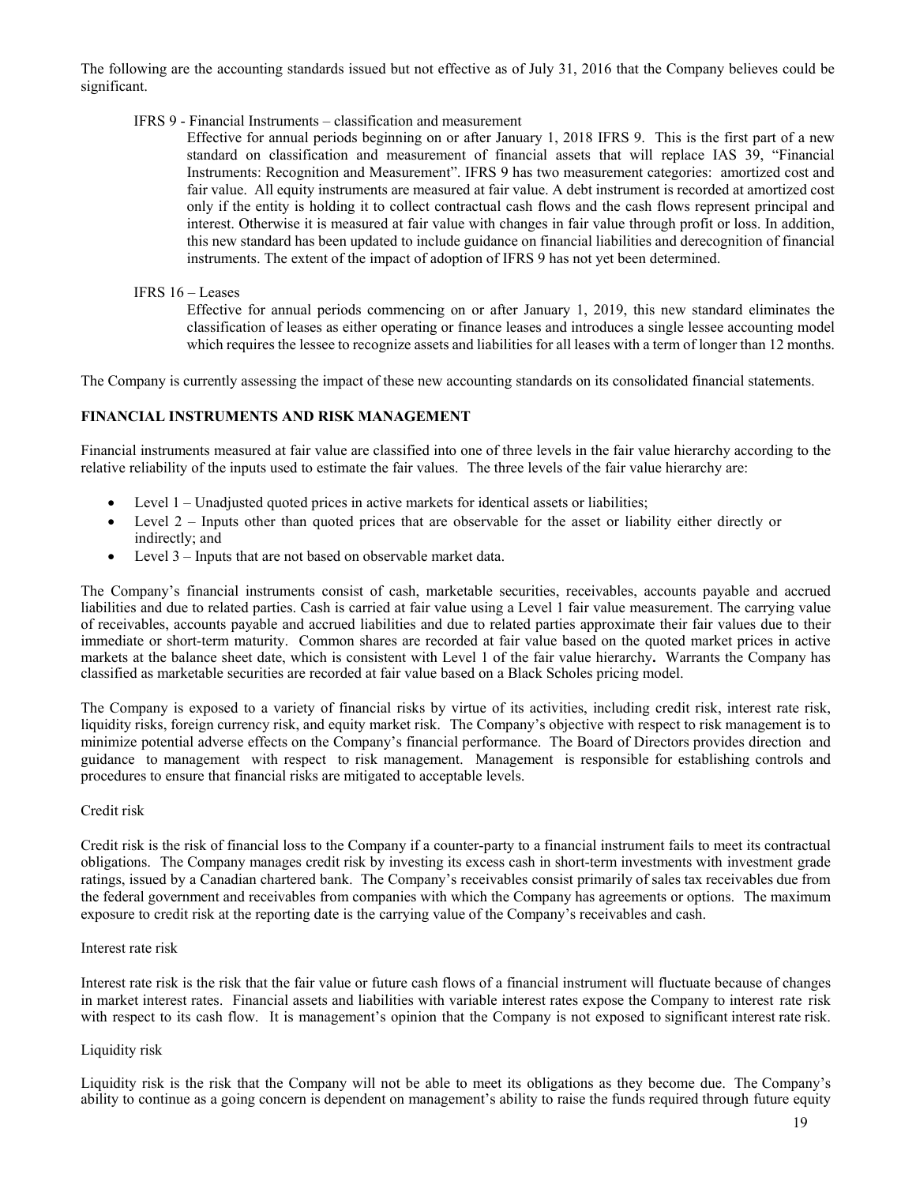The following are the accounting standards issued but not effective as of July 31, 2016 that the Company believes could be significant.

IFRS 9 - Financial Instruments – classification and measurement

Effective for annual periods beginning on or after January 1, 2018 IFRS 9. This is the first part of a new standard on classification and measurement of financial assets that will replace IAS 39, "Financial Instruments: Recognition and Measurement". IFRS 9 has two measurement categories: amortized cost and fair value. All equity instruments are measured at fair value. A debt instrument is recorded at amortized cost only if the entity is holding it to collect contractual cash flows and the cash flows represent principal and interest. Otherwise it is measured at fair value with changes in fair value through profit or loss. In addition, this new standard has been updated to include guidance on financial liabilities and derecognition of financial instruments. The extent of the impact of adoption of IFRS 9 has not yet been determined.

IFRS 16 – Leases

Effective for annual periods commencing on or after January 1, 2019, this new standard eliminates the classification of leases as either operating or finance leases and introduces a single lessee accounting model which requires the lessee to recognize assets and liabilities for all leases with a term of longer than 12 months.

The Company is currently assessing the impact of these new accounting standards on its consolidated financial statements.

## FINANCIAL INSTRUMENTS AND RISK MANAGEMENT

Financial instruments measured at fair value are classified into one of three levels in the fair value hierarchy according to the relative reliability of the inputs used to estimate the fair values. The three levels of the fair value hierarchy are:

- Level 1 – Unadjusted quoted prices in active markets for identical assets or liabilities;
- Level 2 – Inputs other than quoted prices that are observable for the asset or liability either directly or indirectly; and
- Level 3 – Inputs that are not based on observable market data.

The Company's financial instruments consist of cash, marketable securities, receivables, accounts payable and accrued liabilities and due to related parties. Cash is carried at fair value using a Level 1 fair value measurement. The carrying value of receivables, accounts payable and accrued liabilities and due to related parties approximate their fair values due to their immediate or short-term maturity. Common shares are recorded at fair value based on the quoted market prices in active markets at the balance sheet date, which is consistent with Level 1 of the fair value hierarchy**.** Warrants the Company has classified as marketable securities are recorded at fair value based on a Black Scholes pricing model.

The Company is exposed to a variety of financial risks by virtue of its activities, including credit risk, interest rate risk, liquidity risks, foreign currency risk, and equity market risk. The Company's objective with respect to risk management is to minimize potential adverse effects on the Company's financial performance. The Board of Directors provides direction and guidance to management with respect to risk management. Management is responsible for establishing controls and procedures to ensure that financial risks are mitigated to acceptable levels.

Credit risk

Credit risk is the risk of financial loss to the Company if a counter-party to a financial instrument fails to meet its contractual obligations. The Company manages credit risk by investing its excess cash in short-term investments with investment grade ratings, issued by a Canadian chartered bank. The Company's receivables consist primarily of sales tax receivables due from the federal government and receivables from companies with which the Company has agreements or options. The maximum exposure to credit risk at the reporting date is the carrying value of the Company's receivables and cash.

Interest rate risk

Interest rate risk is the risk that the fair value or future cash flows of a financial instrument will fluctuate because of changes in market interest rates. Financial assets and liabilities with variable interest rates expose the Company to interest rate risk with respect to its cash flow. It is management's opinion that the Company is not exposed to significant interest rate risk.

Liquidity risk

Liquidity risk is the risk that the Company will not be able to meet its obligations as they become due. The Company's ability to continue as a going concern is dependent on management's ability to raise the funds required through future equity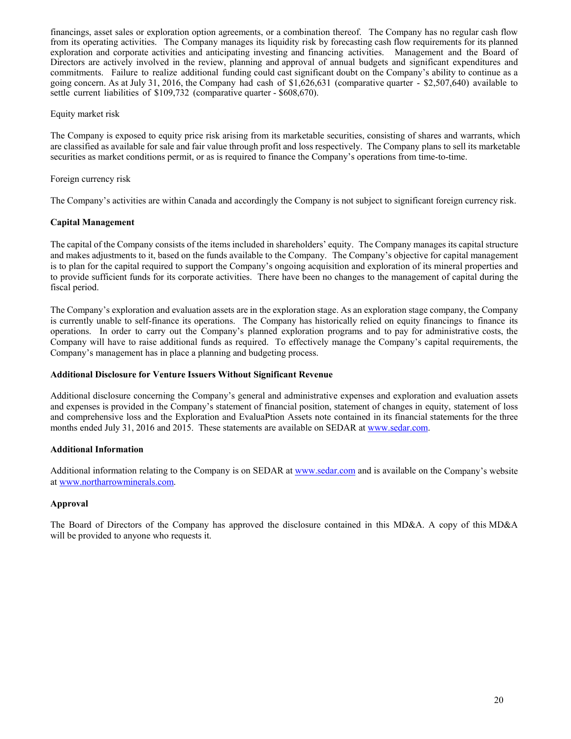financings, asset sales or exploration option agreements, or a combination thereof. The Company has no regular cash flow from its operating activities. The Company manages its liquidity risk by forecasting cash flow requirements for its planned exploration and corporate activities and anticipating investing and financing activities. Management and the Board of Directors are actively involved in the review, planning and approval of annual budgets and significant expenditures and commitments. Failure to realize additional funding could cast significant doubt on the Company's ability to continue as a going concern. As at July 31, 2016, the Company had cash of $1,626,631 (comparative quarter - $2,507,640) available to settle current liabilities of $109,732 (comparative quarter - $608,670).

Equity market risk

The Company is exposed to equity price risk arising from its marketable securities, consisting of shares and warrants, which are classified as available for sale and fair value through profit and loss respectively. The Company plans to sell its marketable securities as market conditions permit, or as is required to finance the Company's operations from time-to-time.

Foreign currency risk

The Company's activities are within Canada and accordingly the Company is not subject to significant foreign currency risk.

**Capital Management**

The capital of the Company consists of the items included in shareholders' equity. The Company manages its capital structure and makes adjustments to it, based on the funds available to the Company. The Company's objective for capital management is to plan for the capital required to support the Company's ongoing acquisition and exploration of its mineral properties and to provide sufficient funds for its corporate activities. There have been no changes to the management of capital during the fiscal period.

The Company's exploration and evaluation assets are in the exploration stage. As an exploration stage company, the Company is currently unable to self-finance its operations. The Company has historically relied on equity financings to finance its operations. In order to carry out the Company's planned exploration programs and to pay for administrative costs, the Company will have to raise additional funds as required. To effectively manage the Company's capital requirements, the Company's management has in place a planning and budgeting process.

**Additional Disclosure for Venture Issuers Without Significant Revenue**

Additional disclosure concerning the Company's general and administrative expenses and exploration and evaluation assets and expenses is provided in the Company's statement of financial position, statement of changes in equity, statement of loss and comprehensive loss and the Exploration and EvaluaPtion Assets note contained in its financial statements for the three months ended July 31, 2016 and 2015. These statements are available on SEDAR at www.sedar.com.

**Additional Information**

Additional information relating to the Company is on SEDAR at www.sedar.com and is available on the Company's website at www.northarrowminerals.com.

**Approval**

The Board of Directors of the Company has approved the disclosure contained in this MD&A. A copy of this MD&A will be provided to anyone who requests it.